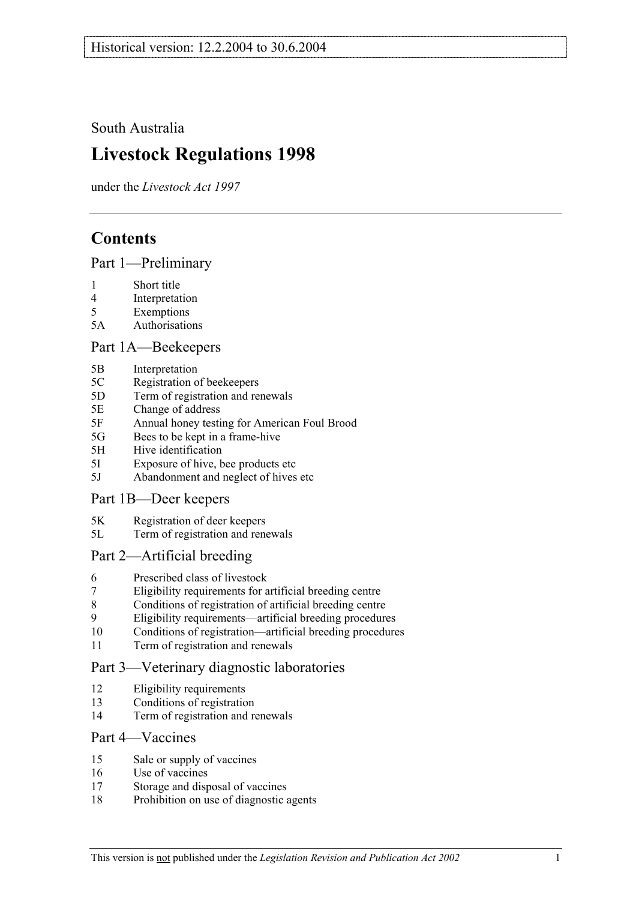Historical version: 12.2.2004 to 30.6.2004

South Australia

# Livestock Regulations 1998

under the *Livestock Act 1997*

## Contents

### Part 1—Preliminary

1 Short title
4 Interpretation
5 Exemptions
5A Authorisations

### Part 1A—Beekeepers

5B Interpretation
5C Registration of beekeepers
5D Term of registration and renewals
5E Change of address
5F Annual honey testing for American Foul Brood
5G Bees to be kept in a frame-hive
5H Hive identification
5I Exposure of hive, bee products etc
5J Abandonment and neglect of hives etc

### Part 1B—Deer keepers

5K Registration of deer keepers
5L Term of registration and renewals

### Part 2—Artificial breeding

6 Prescribed class of livestock
7 Eligibility requirements for artificial breeding centre
8 Conditions of registration of artificial breeding centre
9 Eligibility requirements—artificial breeding procedures
10 Conditions of registration—artificial breeding procedures
11 Term of registration and renewals

### Part 3—Veterinary diagnostic laboratories

12 Eligibility requirements
13 Conditions of registration
14 Term of registration and renewals

### Part 4—Vaccines

15 Sale or supply of vaccines
16 Use of vaccines
17 Storage and disposal of vaccines
18 Prohibition on use of diagnostic agents

This version is not published under the *Legislation Revision and Publication Act 2002*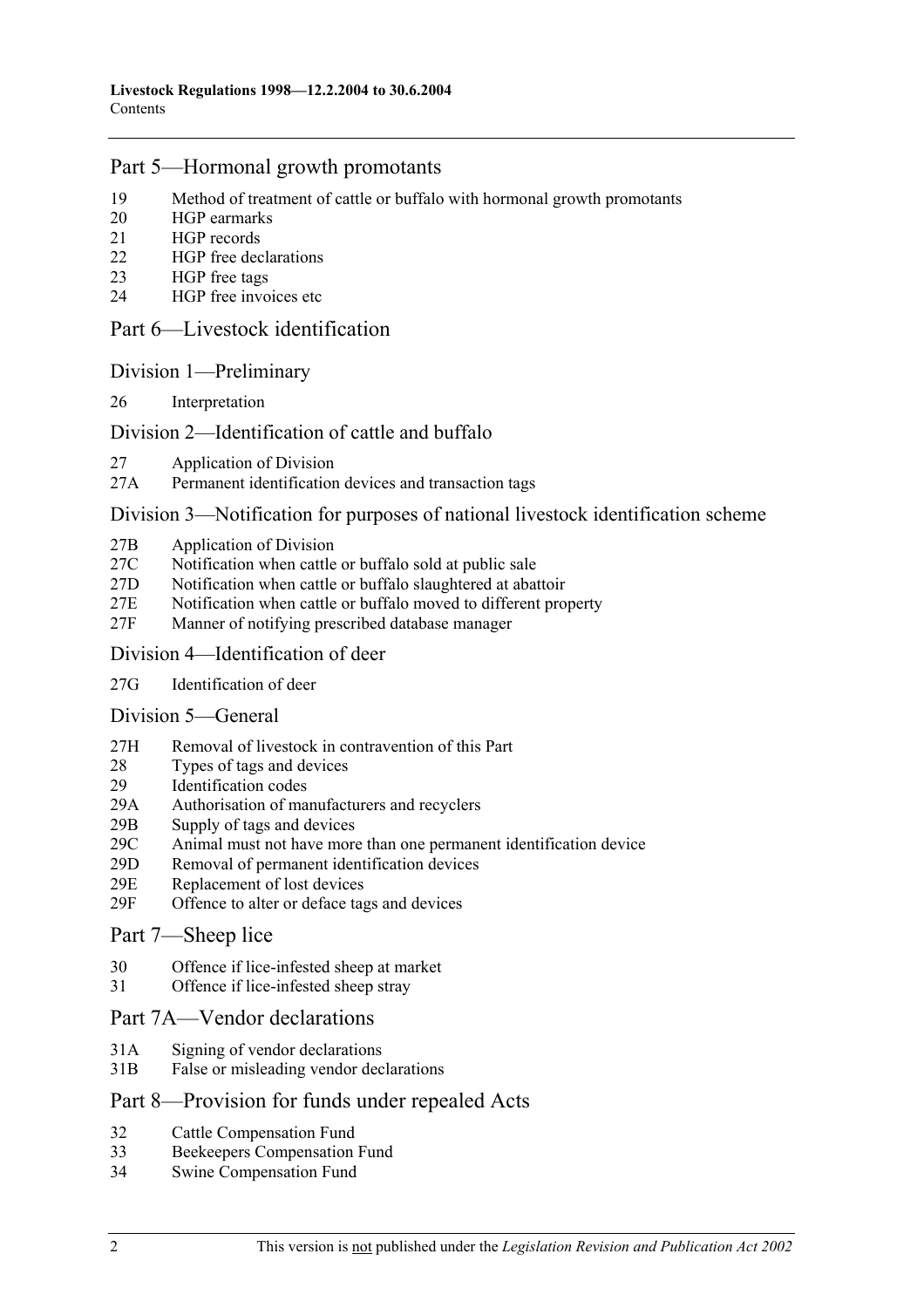## Part 5—Hormonal growth promotants

19 Method of treatment of cattle or buffalo with hormonal growth promotants
20 HGP earmarks
21 HGP records
22 HGP free declarations
23 HGP free tags
24 HGP free invoices etc

## Part 6—Livestock identification

### Division 1—Preliminary

26 Interpretation

### Division 2—Identification of cattle and buffalo

27 Application of Division
27A Permanent identification devices and transaction tags

### Division 3—Notification for purposes of national livestock identification scheme

27B Application of Division
27C Notification when cattle or buffalo sold at public sale
27D Notification when cattle or buffalo slaughtered at abattoir
27E Notification when cattle or buffalo moved to different property
27F Manner of notifying prescribed database manager

### Division 4—Identification of deer

27G Identification of deer

### Division 5—General

27H Removal of livestock in contravention of this Part
28 Types of tags and devices
29 Identification codes
29A Authorisation of manufacturers and recyclers
29B Supply of tags and devices
29C Animal must not have more than one permanent identification device
29D Removal of permanent identification devices
29E Replacement of lost devices
29F Offence to alter or deface tags and devices

## Part 7—Sheep lice

30 Offence if lice-infested sheep at market
31 Offence if lice-infested sheep stray

## Part 7A—Vendor declarations

31A Signing of vendor declarations
31B False or misleading vendor declarations

## Part 8—Provision for funds under repealed Acts

32 Cattle Compensation Fund
33 Beekeepers Compensation Fund
34 Swine Compensation Fund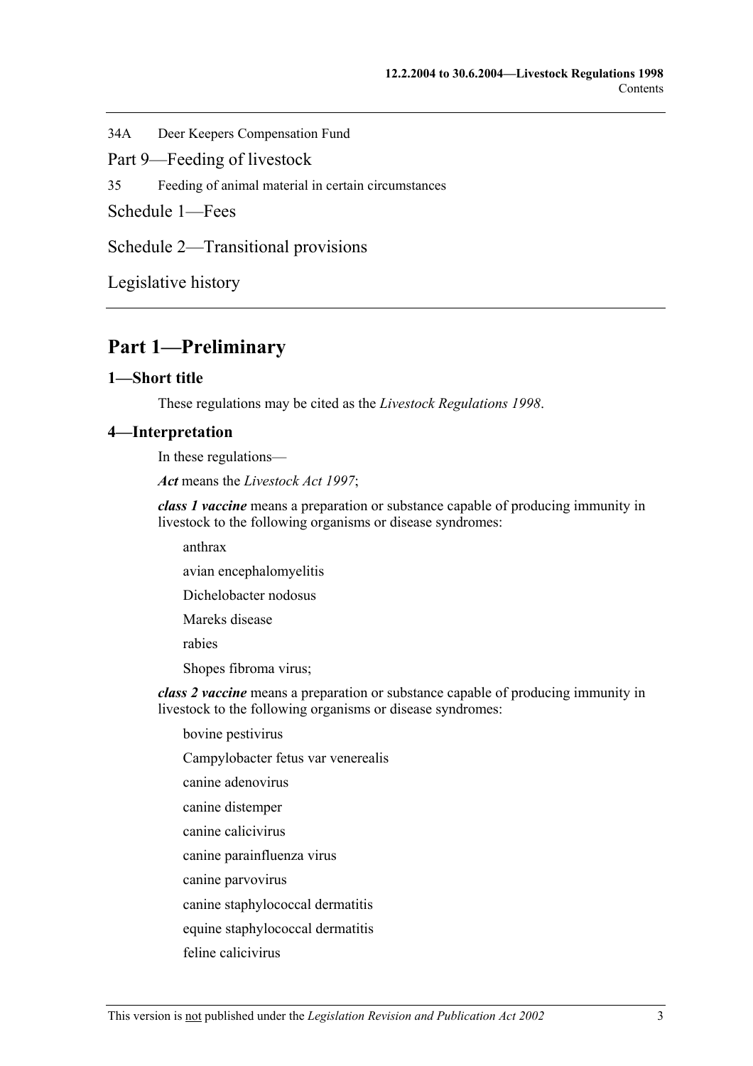34A Deer Keepers Compensation Fund

Part 9—Feeding of livestock

35 Feeding of animal material in certain circumstances

Schedule 1—Fees

Schedule 2—Transitional provisions

Legislative history

# Part 1—Preliminary

## 1—Short title

These regulations may be cited as the *Livestock Regulations 1998*.

## 4—Interpretation

In these regulations—

***Act*** means the *Livestock Act 1997*;

***class 1 vaccine*** means a preparation or substance capable of producing immunity in livestock to the following organisms or disease syndromes:

anthrax

avian encephalomyelitis

Dichelobacter nodosus

Mareks disease

rabies

Shopes fibroma virus;

***class 2 vaccine*** means a preparation or substance capable of producing immunity in livestock to the following organisms or disease syndromes:

bovine pestivirus

Campylobacter fetus var venerealis

canine adenovirus

canine distemper

canine calicivirus

canine parainfluenza virus

canine parvovirus

canine staphylococcal dermatitis

equine staphylococcal dermatitis

feline calicivirus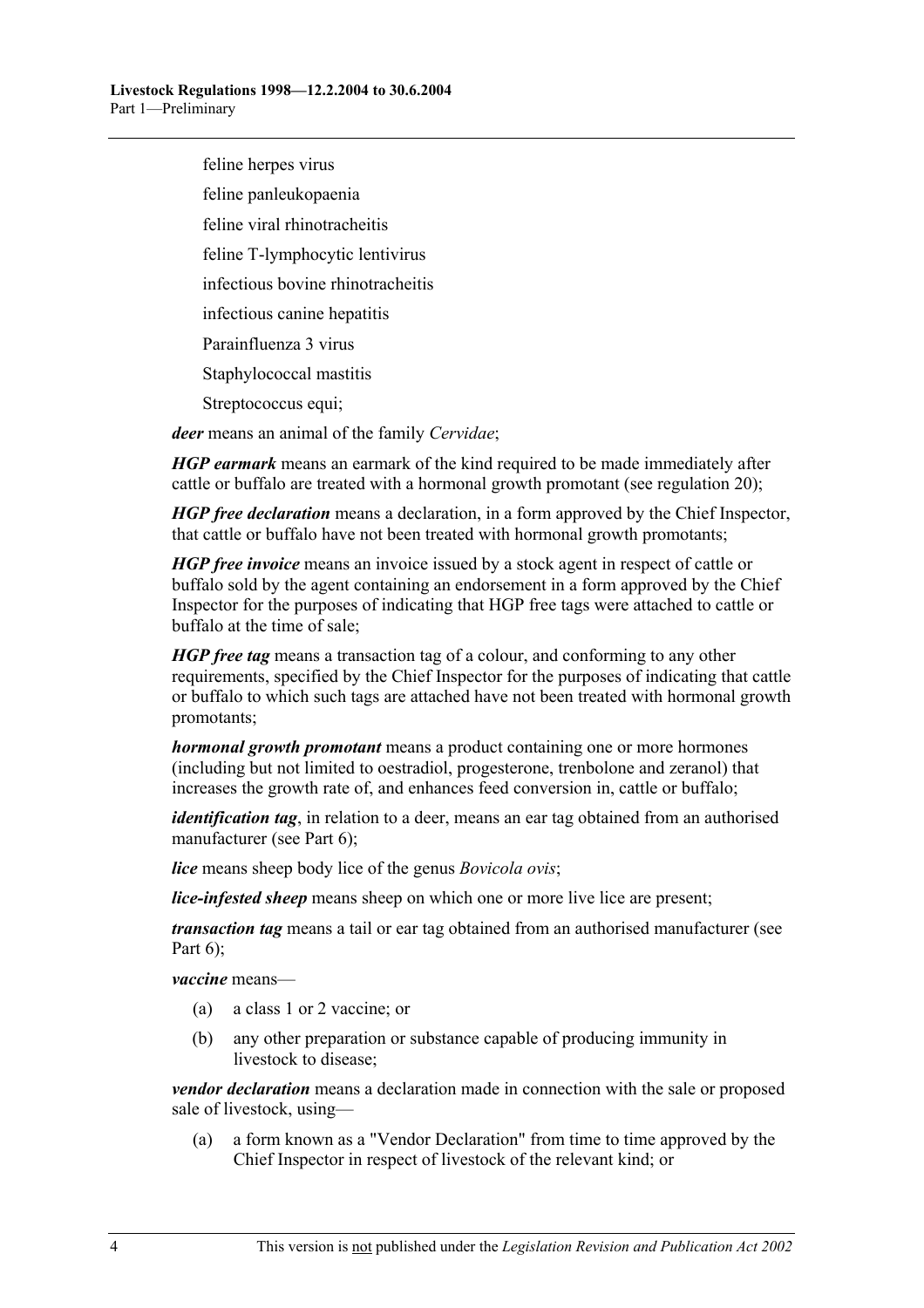feline herpes virus

feline panleukopaenia

feline viral rhinotracheitis

feline T-lymphocytic lentivirus

infectious bovine rhinotracheitis

infectious canine hepatitis

Parainfluenza 3 virus

Staphylococcal mastitis

Streptococcus equi;

***deer*** means an animal of the family *Cervidae*;

***HGP earmark*** means an earmark of the kind required to be made immediately after cattle or buffalo are treated with a hormonal growth promotant (see regulation 20);

***HGP free declaration*** means a declaration, in a form approved by the Chief Inspector, that cattle or buffalo have not been treated with hormonal growth promotants;

***HGP free invoice*** means an invoice issued by a stock agent in respect of cattle or buffalo sold by the agent containing an endorsement in a form approved by the Chief Inspector for the purposes of indicating that HGP free tags were attached to cattle or buffalo at the time of sale;

***HGP free tag*** means a transaction tag of a colour, and conforming to any other requirements, specified by the Chief Inspector for the purposes of indicating that cattle or buffalo to which such tags are attached have not been treated with hormonal growth promotants;

***hormonal growth promotant*** means a product containing one or more hormones (including but not limited to oestradiol, progesterone, trenbolone and zeranol) that increases the growth rate of, and enhances feed conversion in, cattle or buffalo;

***identification tag***, in relation to a deer, means an ear tag obtained from an authorised manufacturer (see Part 6);

***lice*** means sheep body lice of the genus *Bovicola ovis*;

***lice-infested sheep*** means sheep on which one or more live lice are present;

***transaction tag*** means a tail or ear tag obtained from an authorised manufacturer (see Part 6);

***vaccine*** means—

(a) a class 1 or 2 vaccine; or

(b) any other preparation or substance capable of producing immunity in livestock to disease;

***vendor declaration*** means a declaration made in connection with the sale or proposed sale of livestock, using—

(a) a form known as a "Vendor Declaration" from time to time approved by the Chief Inspector in respect of livestock of the relevant kind; or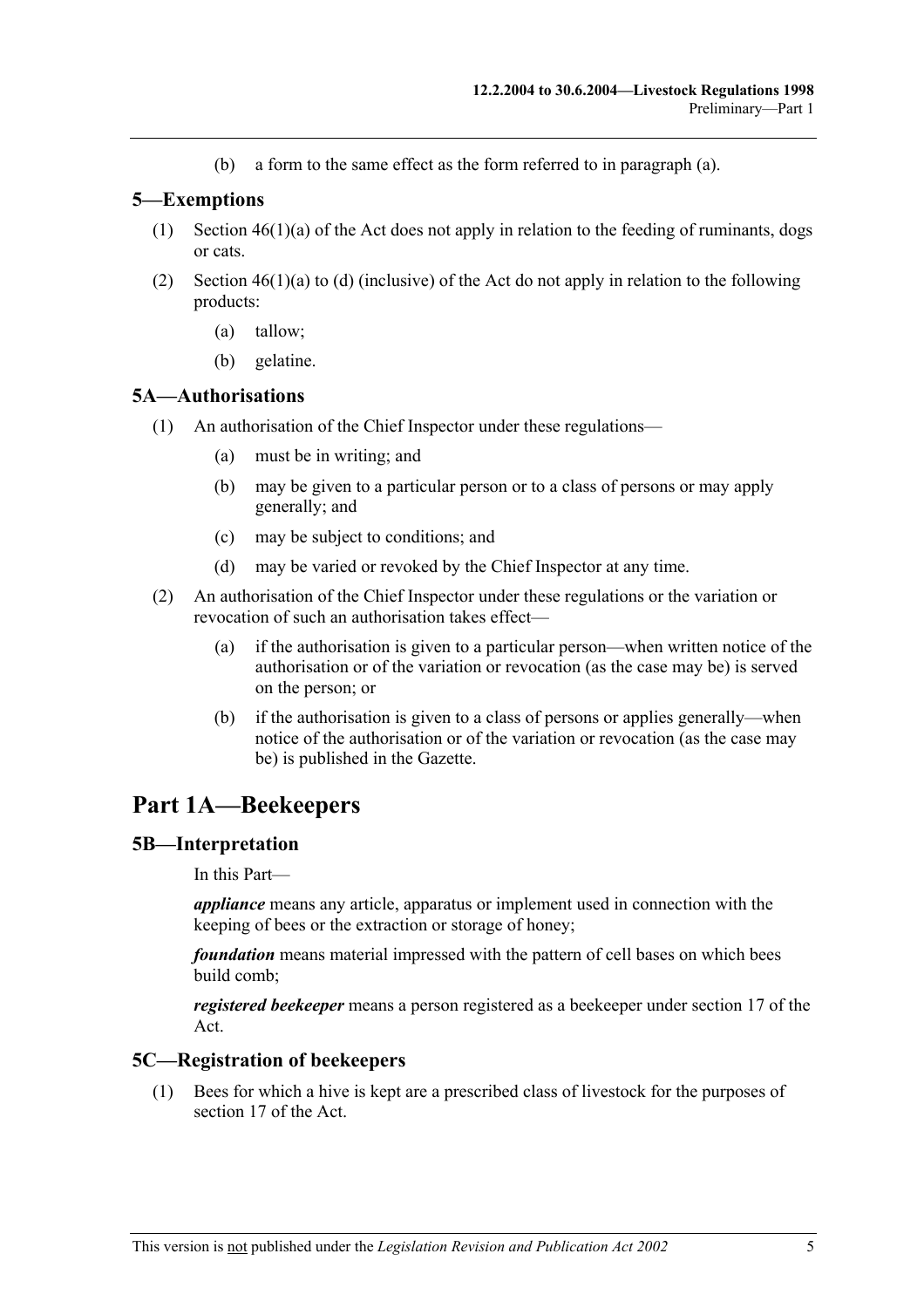(b) a form to the same effect as the form referred to in paragraph (a).

### 5—Exemptions

(1) Section 46(1)(a) of the Act does not apply in relation to the feeding of ruminants, dogs or cats.

(2) Section 46(1)(a) to (d) (inclusive) of the Act do not apply in relation to the following products:

(a) tallow;

(b) gelatine.

### 5A—Authorisations

(1) An authorisation of the Chief Inspector under these regulations—

(a) must be in writing; and

(b) may be given to a particular person or to a class of persons or may apply generally; and

(c) may be subject to conditions; and

(d) may be varied or revoked by the Chief Inspector at any time.

(2) An authorisation of the Chief Inspector under these regulations or the variation or revocation of such an authorisation takes effect—

(a) if the authorisation is given to a particular person—when written notice of the authorisation or of the variation or revocation (as the case may be) is served on the person; or

(b) if the authorisation is given to a class of persons or applies generally—when notice of the authorisation or of the variation or revocation (as the case may be) is published in the Gazette.

## Part 1A—Beekeepers

### 5B—Interpretation

In this Part—

***appliance*** means any article, apparatus or implement used in connection with the keeping of bees or the extraction or storage of honey;

***foundation*** means material impressed with the pattern of cell bases on which bees build comb;

***registered beekeeper*** means a person registered as a beekeeper under section 17 of the Act.

### 5C—Registration of beekeepers

(1) Bees for which a hive is kept are a prescribed class of livestock for the purposes of section 17 of the Act.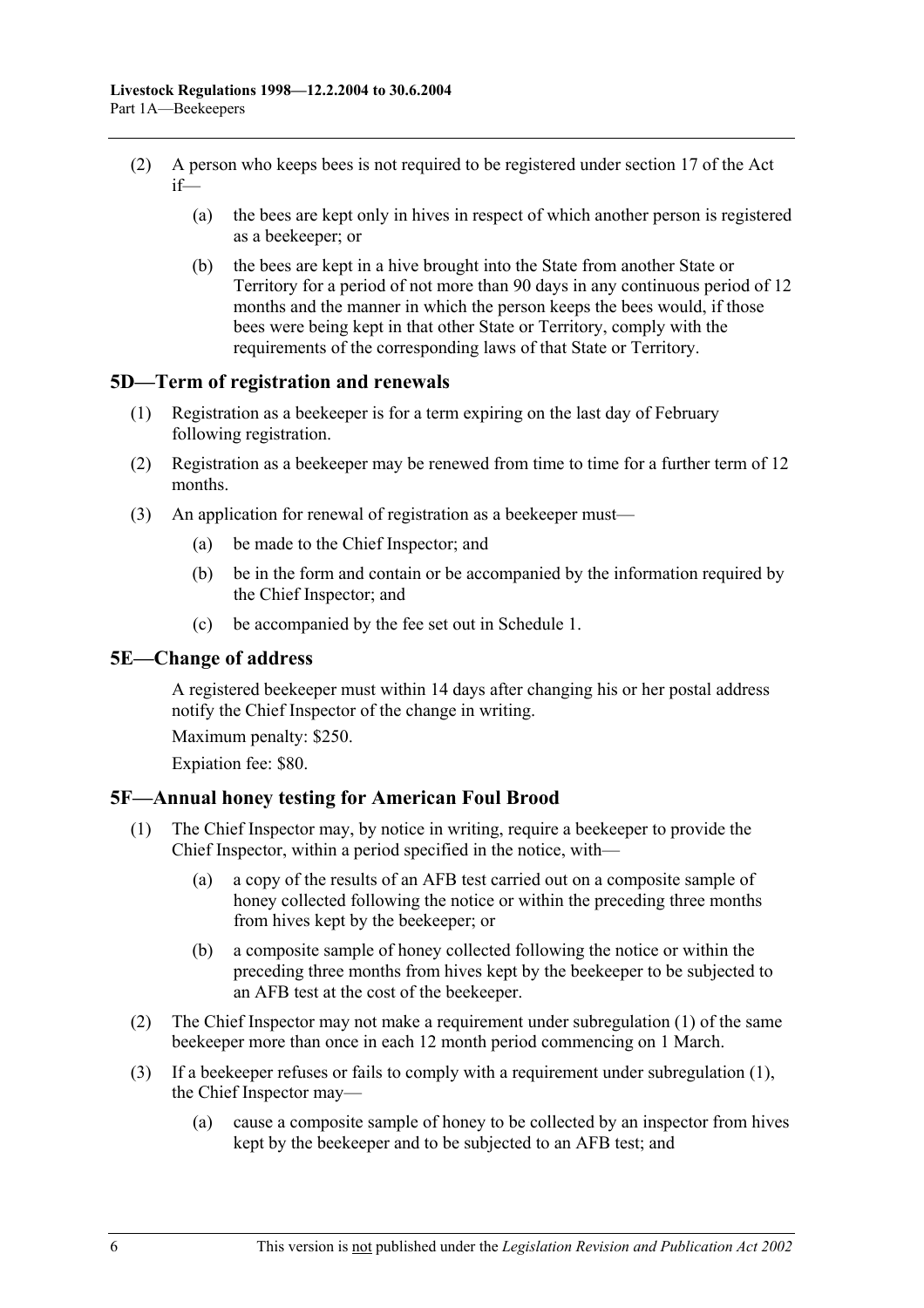(2) A person who keeps bees is not required to be registered under section 17 of the Act if—

(a) the bees are kept only in hives in respect of which another person is registered as a beekeeper; or

(b) the bees are kept in a hive brought into the State from another State or Territory for a period of not more than 90 days in any continuous period of 12 months and the manner in which the person keeps the bees would, if those bees were being kept in that other State or Territory, comply with the requirements of the corresponding laws of that State or Territory.

## 5D—Term of registration and renewals

(1) Registration as a beekeeper is for a term expiring on the last day of February following registration.

(2) Registration as a beekeeper may be renewed from time to time for a further term of 12 months.

(3) An application for renewal of registration as a beekeeper must—

(a) be made to the Chief Inspector; and

(b) be in the form and contain or be accompanied by the information required by the Chief Inspector; and

(c) be accompanied by the fee set out in Schedule 1.

## 5E—Change of address

A registered beekeeper must within 14 days after changing his or her postal address notify the Chief Inspector of the change in writing.

Maximum penalty: $250.

Expiation fee: $80.

## 5F—Annual honey testing for American Foul Brood

(1) The Chief Inspector may, by notice in writing, require a beekeeper to provide the Chief Inspector, within a period specified in the notice, with—

(a) a copy of the results of an AFB test carried out on a composite sample of honey collected following the notice or within the preceding three months from hives kept by the beekeeper; or

(b) a composite sample of honey collected following the notice or within the preceding three months from hives kept by the beekeeper to be subjected to an AFB test at the cost of the beekeeper.

(2) The Chief Inspector may not make a requirement under subregulation (1) of the same beekeeper more than once in each 12 month period commencing on 1 March.

(3) If a beekeeper refuses or fails to comply with a requirement under subregulation (1), the Chief Inspector may—

(a) cause a composite sample of honey to be collected by an inspector from hives kept by the beekeeper and to be subjected to an AFB test; and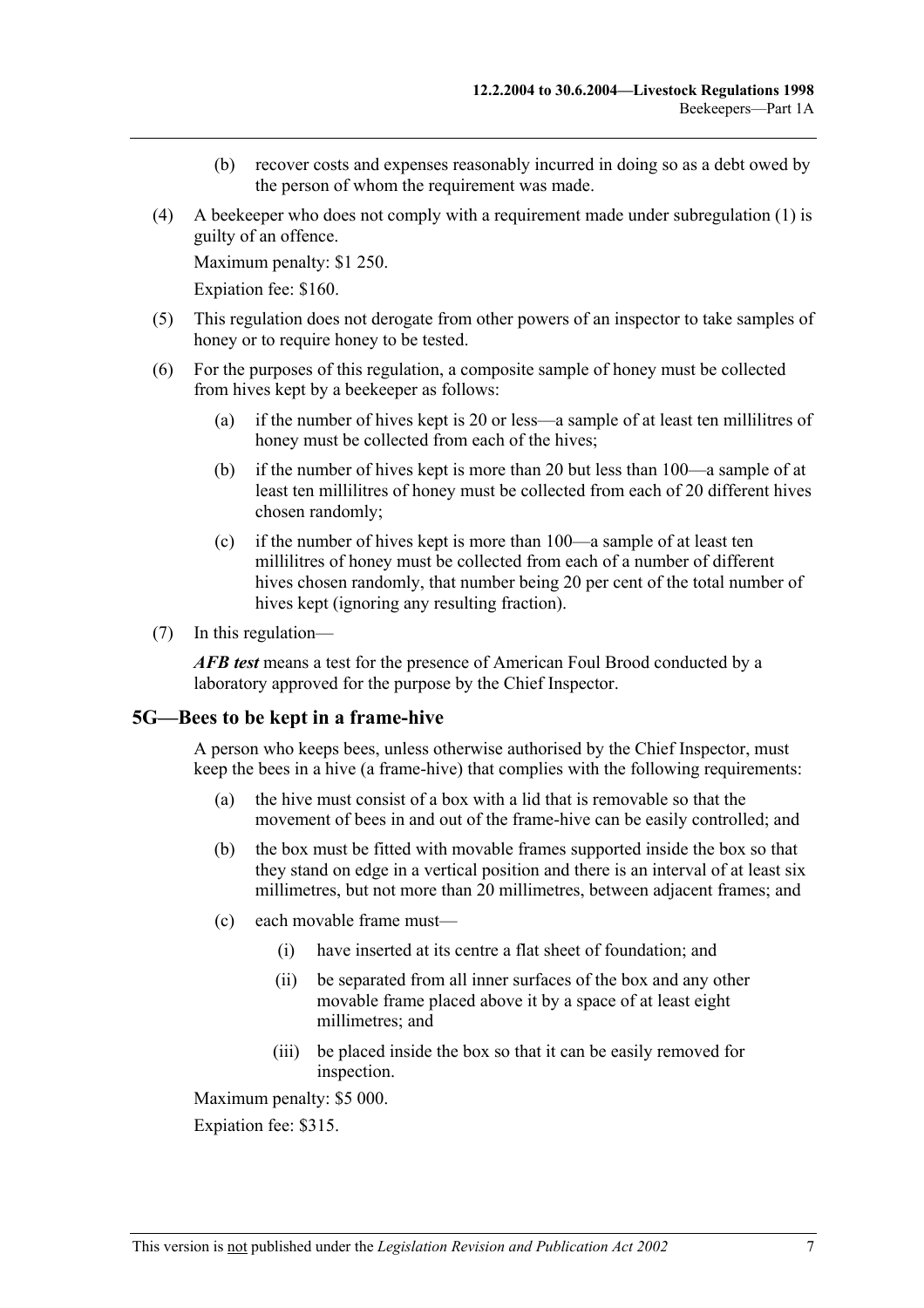(b) recover costs and expenses reasonably incurred in doing so as a debt owed by the person of whom the requirement was made.

(4) A beekeeper who does not comply with a requirement made under subregulation (1) is guilty of an offence.

Maximum penalty: $1 250.

Expiation fee: $160.

(5) This regulation does not derogate from other powers of an inspector to take samples of honey or to require honey to be tested.

(6) For the purposes of this regulation, a composite sample of honey must be collected from hives kept by a beekeeper as follows:

(a) if the number of hives kept is 20 or less—a sample of at least ten millilitres of honey must be collected from each of the hives;

(b) if the number of hives kept is more than 20 but less than 100—a sample of at least ten millilitres of honey must be collected from each of 20 different hives chosen randomly;

(c) if the number of hives kept is more than 100—a sample of at least ten millilitres of honey must be collected from each of a number of different hives chosen randomly, that number being 20 per cent of the total number of hives kept (ignoring any resulting fraction).

(7) In this regulation—

***AFB test*** means a test for the presence of American Foul Brood conducted by a laboratory approved for the purpose by the Chief Inspector.

## 5G—Bees to be kept in a frame-hive

A person who keeps bees, unless otherwise authorised by the Chief Inspector, must keep the bees in a hive (a frame-hive) that complies with the following requirements:

(a) the hive must consist of a box with a lid that is removable so that the movement of bees in and out of the frame-hive can be easily controlled; and

(b) the box must be fitted with movable frames supported inside the box so that they stand on edge in a vertical position and there is an interval of at least six millimetres, but not more than 20 millimetres, between adjacent frames; and

(c) each movable frame must—

(i) have inserted at its centre a flat sheet of foundation; and

(ii) be separated from all inner surfaces of the box and any other movable frame placed above it by a space of at least eight millimetres; and

(iii) be placed inside the box so that it can be easily removed for inspection.

Maximum penalty: $5 000.

Expiation fee: $315.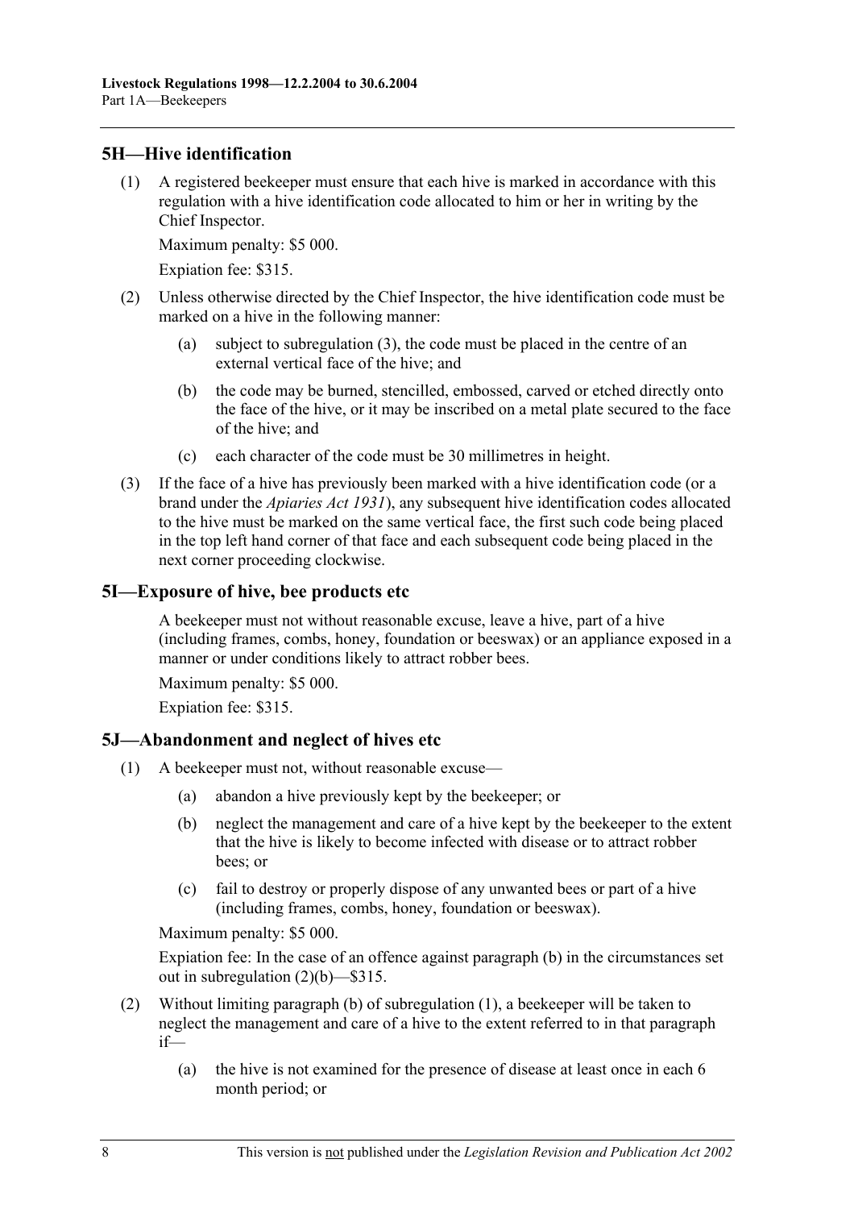## 5H—Hive identification

(1) A registered beekeeper must ensure that each hive is marked in accordance with this regulation with a hive identification code allocated to him or her in writing by the Chief Inspector.

Maximum penalty: $5 000.

Expiation fee: $315.

(2) Unless otherwise directed by the Chief Inspector, the hive identification code must be marked on a hive in the following manner:

(a) subject to subregulation (3), the code must be placed in the centre of an external vertical face of the hive; and

(b) the code may be burned, stencilled, embossed, carved or etched directly onto the face of the hive, or it may be inscribed on a metal plate secured to the face of the hive; and

(c) each character of the code must be 30 millimetres in height.

(3) If the face of a hive has previously been marked with a hive identification code (or a brand under the *Apiaries Act 1931*), any subsequent hive identification codes allocated to the hive must be marked on the same vertical face, the first such code being placed in the top left hand corner of that face and each subsequent code being placed in the next corner proceeding clockwise.

## 5I—Exposure of hive, bee products etc

A beekeeper must not without reasonable excuse, leave a hive, part of a hive (including frames, combs, honey, foundation or beeswax) or an appliance exposed in a manner or under conditions likely to attract robber bees.

Maximum penalty: $5 000.

Expiation fee: $315.

## 5J—Abandonment and neglect of hives etc

(1) A beekeeper must not, without reasonable excuse—

(a) abandon a hive previously kept by the beekeeper; or

(b) neglect the management and care of a hive kept by the beekeeper to the extent that the hive is likely to become infected with disease or to attract robber bees; or

(c) fail to destroy or properly dispose of any unwanted bees or part of a hive (including frames, combs, honey, foundation or beeswax).

Maximum penalty: $5 000.

Expiation fee: In the case of an offence against paragraph (b) in the circumstances set out in subregulation (2)(b)—$315.

(2) Without limiting paragraph (b) of subregulation (1), a beekeeper will be taken to neglect the management and care of a hive to the extent referred to in that paragraph if—

(a) the hive is not examined for the presence of disease at least once in each 6 month period; or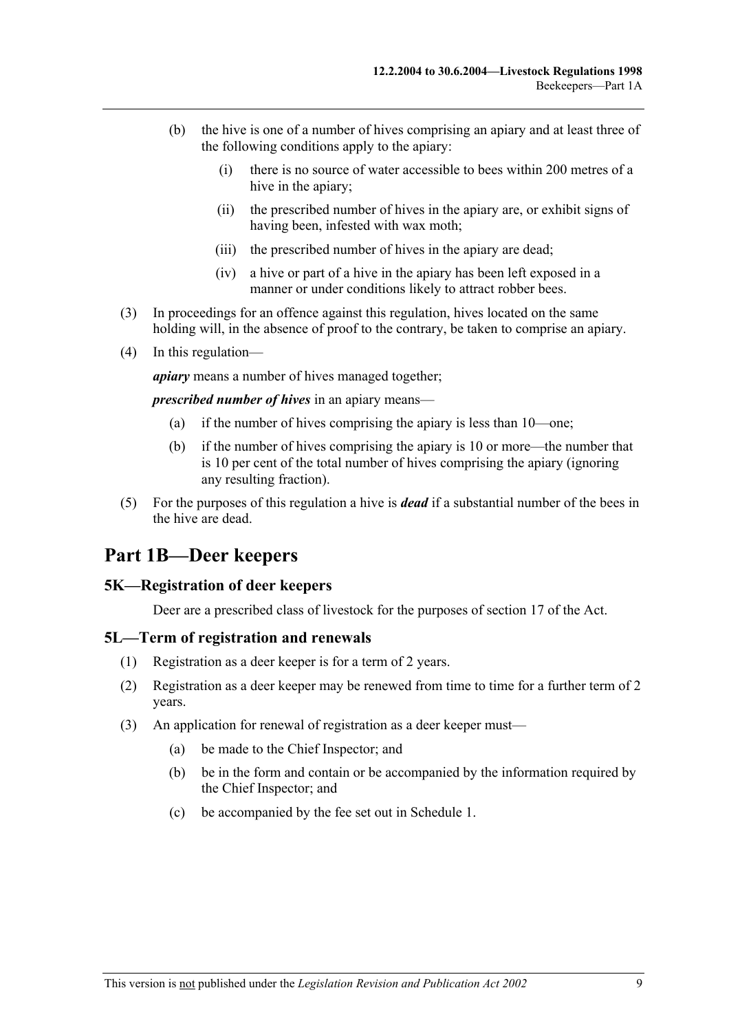(b) the hive is one of a number of hives comprising an apiary and at least three of the following conditions apply to the apiary:

    (i) there is no source of water accessible to bees within 200 metres of a hive in the apiary;

    (ii) the prescribed number of hives in the apiary are, or exhibit signs of having been, infested with wax moth;

    (iii) the prescribed number of hives in the apiary are dead;

    (iv) a hive or part of a hive in the apiary has been left exposed in a manner or under conditions likely to attract robber bees.

(3) In proceedings for an offence against this regulation, hives located on the same holding will, in the absence of proof to the contrary, be taken to comprise an apiary.

(4) In this regulation—

***apiary*** means a number of hives managed together;

***prescribed number of hives*** in an apiary means—

(a) if the number of hives comprising the apiary is less than 10—one;

(b) if the number of hives comprising the apiary is 10 or more—the number that is 10 per cent of the total number of hives comprising the apiary (ignoring any resulting fraction).

(5) For the purposes of this regulation a hive is ***dead*** if a substantial number of the bees in the hive are dead.

# Part 1B—Deer keepers

## 5K—Registration of deer keepers

Deer are a prescribed class of livestock for the purposes of section 17 of the Act.

## 5L—Term of registration and renewals

(1) Registration as a deer keeper is for a term of 2 years.

(2) Registration as a deer keeper may be renewed from time to time for a further term of 2 years.

(3) An application for renewal of registration as a deer keeper must—

(a) be made to the Chief Inspector; and

(b) be in the form and contain or be accompanied by the information required by the Chief Inspector; and

(c) be accompanied by the fee set out in Schedule 1.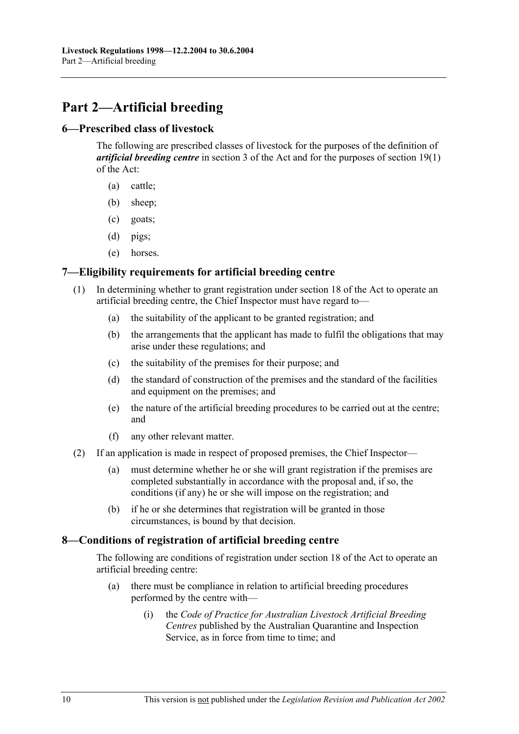# Part 2—Artificial breeding

## 6—Prescribed class of livestock

The following are prescribed classes of livestock for the purposes of the definition of ***artificial breeding centre*** in section 3 of the Act and for the purposes of section 19(1) of the Act:

(a) cattle;

(b) sheep;

(c) goats;

(d) pigs;

(e) horses.

## 7—Eligibility requirements for artificial breeding centre

(1) In determining whether to grant registration under section 18 of the Act to operate an artificial breeding centre, the Chief Inspector must have regard to—

(a) the suitability of the applicant to be granted registration; and

(b) the arrangements that the applicant has made to fulfil the obligations that may arise under these regulations; and

(c) the suitability of the premises for their purpose; and

(d) the standard of construction of the premises and the standard of the facilities and equipment on the premises; and

(e) the nature of the artificial breeding procedures to be carried out at the centre; and

(f) any other relevant matter.

(2) If an application is made in respect of proposed premises, the Chief Inspector—

(a) must determine whether he or she will grant registration if the premises are completed substantially in accordance with the proposal and, if so, the conditions (if any) he or she will impose on the registration; and

(b) if he or she determines that registration will be granted in those circumstances, is bound by that decision.

## 8—Conditions of registration of artificial breeding centre

The following are conditions of registration under section 18 of the Act to operate an artificial breeding centre:

(a) there must be compliance in relation to artificial breeding procedures performed by the centre with—

(i) the *Code of Practice for Australian Livestock Artificial Breeding Centres* published by the Australian Quarantine and Inspection Service, as in force from time to time; and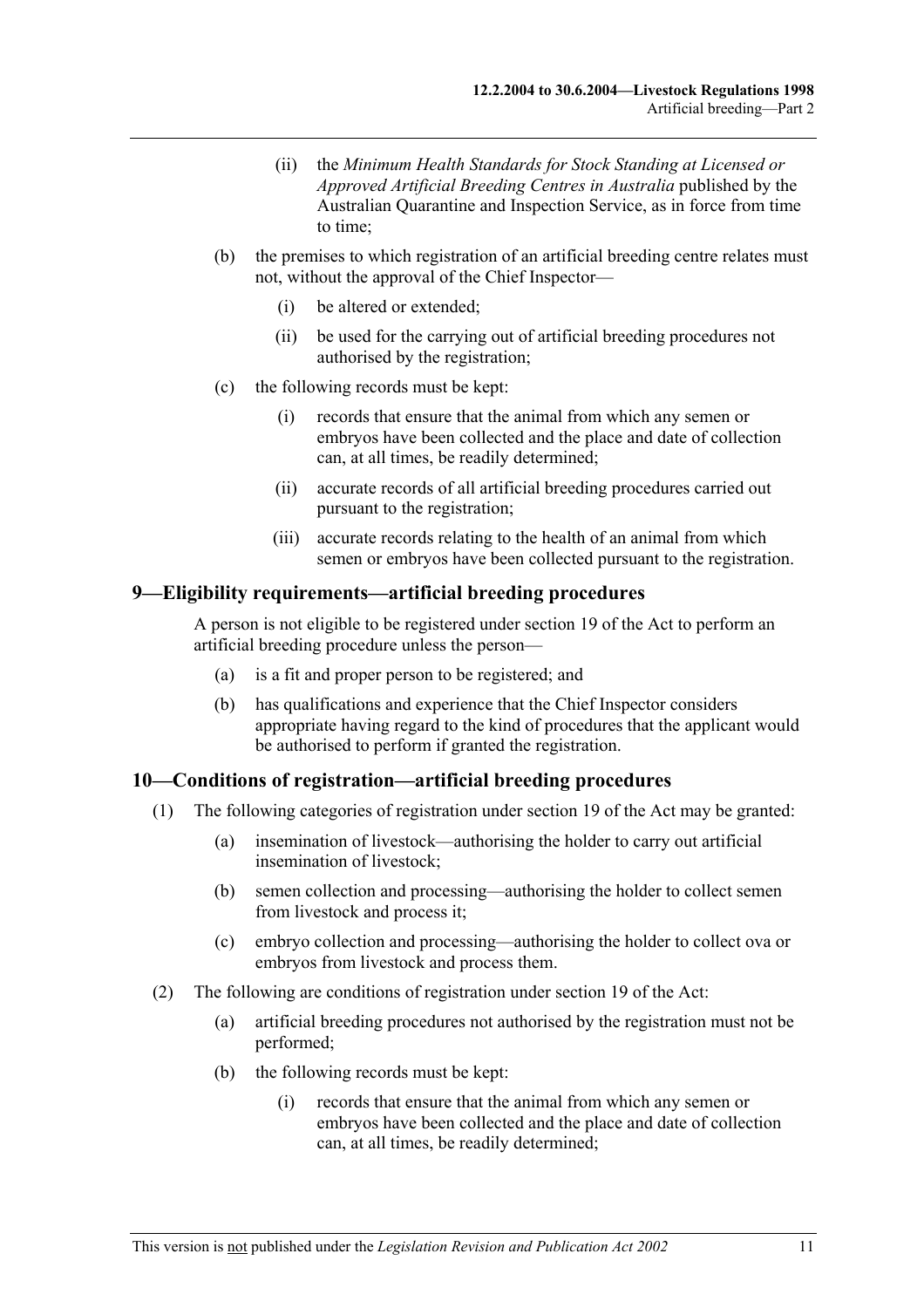(ii) the *Minimum Health Standards for Stock Standing at Licensed or Approved Artificial Breeding Centres in Australia* published by the Australian Quarantine and Inspection Service, as in force from time to time;

(b) the premises to which registration of an artificial breeding centre relates must not, without the approval of the Chief Inspector—

(i) be altered or extended;

(ii) be used for the carrying out of artificial breeding procedures not authorised by the registration;

(c) the following records must be kept:

(i) records that ensure that the animal from which any semen or embryos have been collected and the place and date of collection can, at all times, be readily determined;

(ii) accurate records of all artificial breeding procedures carried out pursuant to the registration;

(iii) accurate records relating to the health of an animal from which semen or embryos have been collected pursuant to the registration.

## 9—Eligibility requirements—artificial breeding procedures

A person is not eligible to be registered under section 19 of the Act to perform an artificial breeding procedure unless the person—

(a) is a fit and proper person to be registered; and

(b) has qualifications and experience that the Chief Inspector considers appropriate having regard to the kind of procedures that the applicant would be authorised to perform if granted the registration.

## 10—Conditions of registration—artificial breeding procedures

(1) The following categories of registration under section 19 of the Act may be granted:

(a) insemination of livestock—authorising the holder to carry out artificial insemination of livestock;

(b) semen collection and processing—authorising the holder to collect semen from livestock and process it;

(c) embryo collection and processing—authorising the holder to collect ova or embryos from livestock and process them.

(2) The following are conditions of registration under section 19 of the Act:

(a) artificial breeding procedures not authorised by the registration must not be performed;

(b) the following records must be kept:

(i) records that ensure that the animal from which any semen or embryos have been collected and the place and date of collection can, at all times, be readily determined;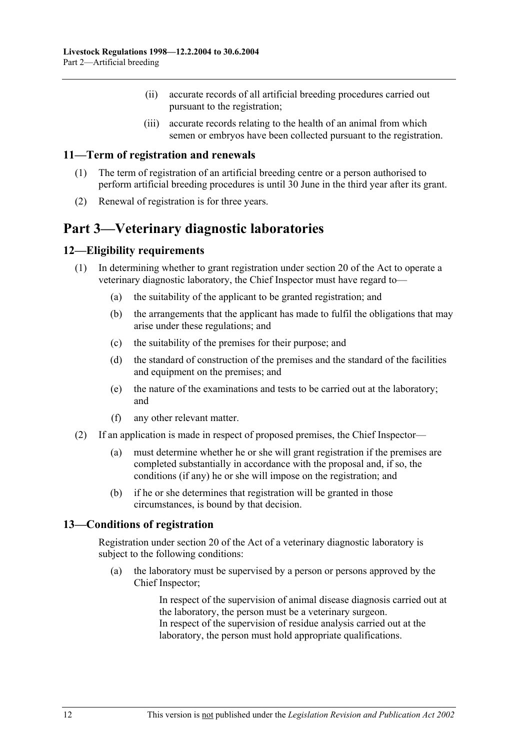(ii) accurate records of all artificial breeding procedures carried out pursuant to the registration;

(iii) accurate records relating to the health of an animal from which semen or embryos have been collected pursuant to the registration.

### 11—Term of registration and renewals

(1) The term of registration of an artificial breeding centre or a person authorised to perform artificial breeding procedures is until 30 June in the third year after its grant.

(2) Renewal of registration is for three years.

## Part 3—Veterinary diagnostic laboratories

### 12—Eligibility requirements

(1) In determining whether to grant registration under section 20 of the Act to operate a veterinary diagnostic laboratory, the Chief Inspector must have regard to—

(a) the suitability of the applicant to be granted registration; and

(b) the arrangements that the applicant has made to fulfil the obligations that may arise under these regulations; and

(c) the suitability of the premises for their purpose; and

(d) the standard of construction of the premises and the standard of the facilities and equipment on the premises; and

(e) the nature of the examinations and tests to be carried out at the laboratory; and

(f) any other relevant matter.

(2) If an application is made in respect of proposed premises, the Chief Inspector—

(a) must determine whether he or she will grant registration if the premises are completed substantially in accordance with the proposal and, if so, the conditions (if any) he or she will impose on the registration; and

(b) if he or she determines that registration will be granted in those circumstances, is bound by that decision.

### 13—Conditions of registration

Registration under section 20 of the Act of a veterinary diagnostic laboratory is subject to the following conditions:

(a) the laboratory must be supervised by a person or persons approved by the Chief Inspector;

In respect of the supervision of animal disease diagnosis carried out at the laboratory, the person must be a veterinary surgeon.
In respect of the supervision of residue analysis carried out at the laboratory, the person must hold appropriate qualifications.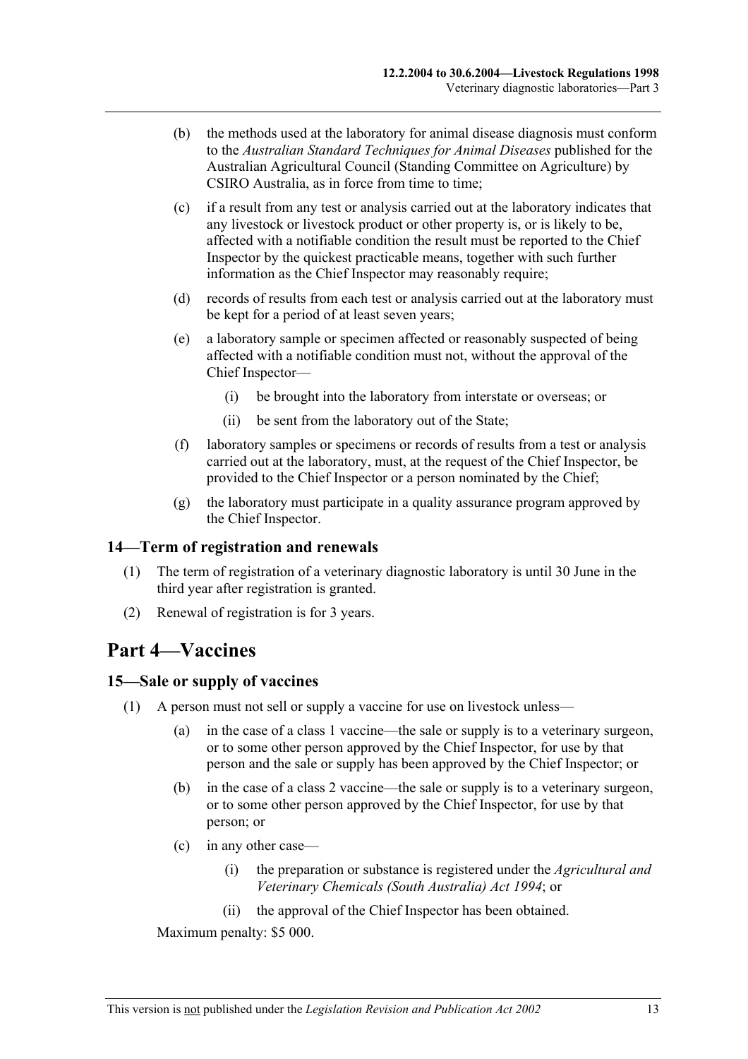(b) the methods used at the laboratory for animal disease diagnosis must conform to the *Australian Standard Techniques for Animal Diseases* published for the Australian Agricultural Council (Standing Committee on Agriculture) by CSIRO Australia, as in force from time to time;

(c) if a result from any test or analysis carried out at the laboratory indicates that any livestock or livestock product or other property is, or is likely to be, affected with a notifiable condition the result must be reported to the Chief Inspector by the quickest practicable means, together with such further information as the Chief Inspector may reasonably require;

(d) records of results from each test or analysis carried out at the laboratory must be kept for a period of at least seven years;

(e) a laboratory sample or specimen affected or reasonably suspected of being affected with a notifiable condition must not, without the approval of the Chief Inspector—

(i) be brought into the laboratory from interstate or overseas; or

(ii) be sent from the laboratory out of the State;

(f) laboratory samples or specimens or records of results from a test or analysis carried out at the laboratory, must, at the request of the Chief Inspector, be provided to the Chief Inspector or a person nominated by the Chief;

(g) the laboratory must participate in a quality assurance program approved by the Chief Inspector.

### 14—Term of registration and renewals

(1) The term of registration of a veterinary diagnostic laboratory is until 30 June in the third year after registration is granted.

(2) Renewal of registration is for 3 years.

## Part 4—Vaccines

### 15—Sale or supply of vaccines

(1) A person must not sell or supply a vaccine for use on livestock unless—

(a) in the case of a class 1 vaccine—the sale or supply is to a veterinary surgeon, or to some other person approved by the Chief Inspector, for use by that person and the sale or supply has been approved by the Chief Inspector; or

(b) in the case of a class 2 vaccine—the sale or supply is to a veterinary surgeon, or to some other person approved by the Chief Inspector, for use by that person; or

(c) in any other case—

(i) the preparation or substance is registered under the *Agricultural and Veterinary Chemicals (South Australia) Act 1994*; or

(ii) the approval of the Chief Inspector has been obtained.

Maximum penalty: $5 000.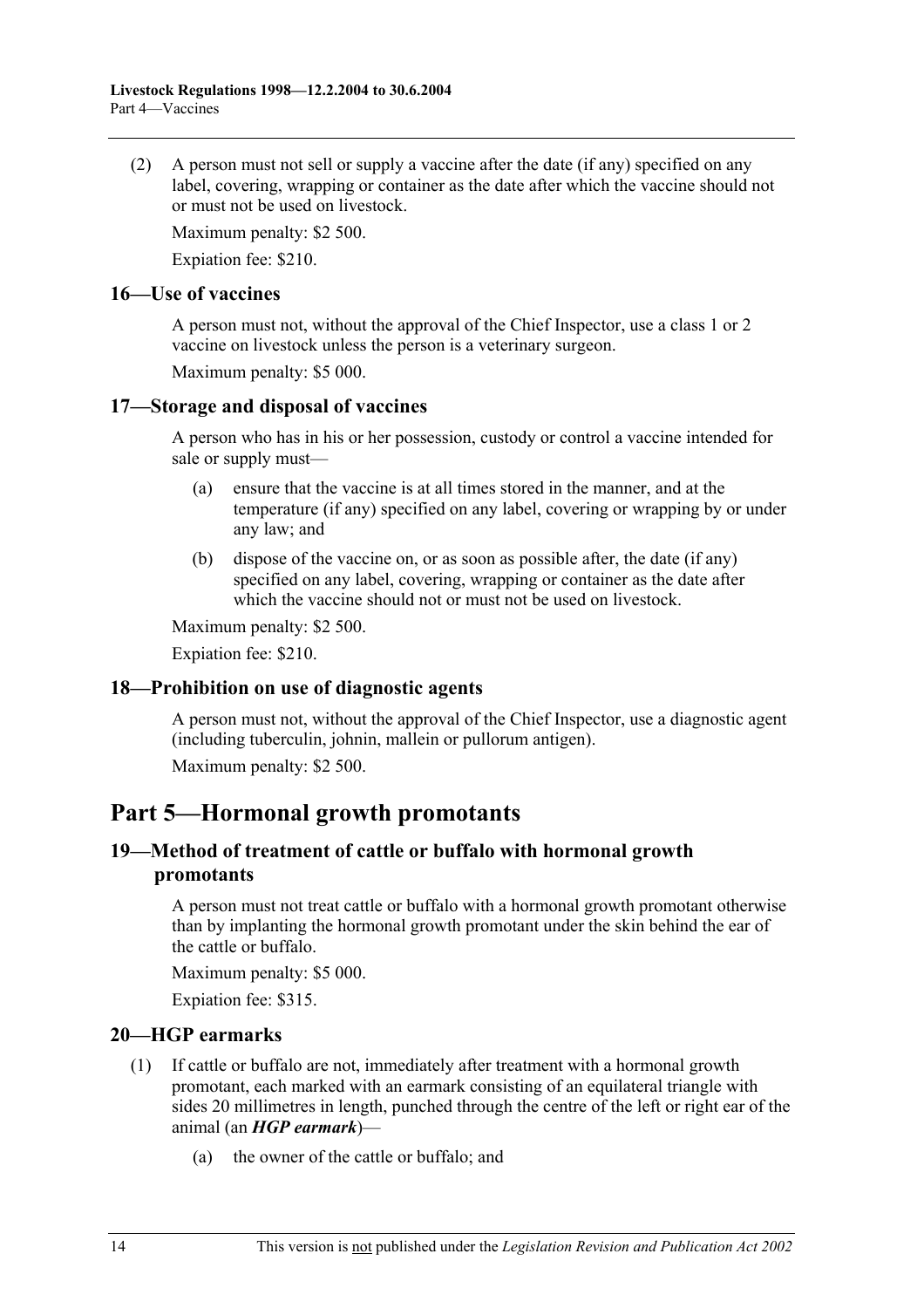(2) A person must not sell or supply a vaccine after the date (if any) specified on any label, covering, wrapping or container as the date after which the vaccine should not or must not be used on livestock.

Maximum penalty: $2 500.

Expiation fee: $210.

### 16—Use of vaccines

A person must not, without the approval of the Chief Inspector, use a class 1 or 2 vaccine on livestock unless the person is a veterinary surgeon.

Maximum penalty: $5 000.

### 17—Storage and disposal of vaccines

A person who has in his or her possession, custody or control a vaccine intended for sale or supply must—

(a) ensure that the vaccine is at all times stored in the manner, and at the temperature (if any) specified on any label, covering or wrapping by or under any law; and

(b) dispose of the vaccine on, or as soon as possible after, the date (if any) specified on any label, covering, wrapping or container as the date after which the vaccine should not or must not be used on livestock.

Maximum penalty: $2 500.

Expiation fee: $210.

### 18—Prohibition on use of diagnostic agents

A person must not, without the approval of the Chief Inspector, use a diagnostic agent (including tuberculin, johnin, mallein or pullorum antigen).

Maximum penalty: $2 500.

## Part 5—Hormonal growth promotants

### 19—Method of treatment of cattle or buffalo with hormonal growth promotants

A person must not treat cattle or buffalo with a hormonal growth promotant otherwise than by implanting the hormonal growth promotant under the skin behind the ear of the cattle or buffalo.

Maximum penalty: $5 000.

Expiation fee: $315.

### 20—HGP earmarks

(1) If cattle or buffalo are not, immediately after treatment with a hormonal growth promotant, each marked with an earmark consisting of an equilateral triangle with sides 20 millimetres in length, punched through the centre of the left or right ear of the animal (an ***HGP earmark***)—

(a) the owner of the cattle or buffalo; and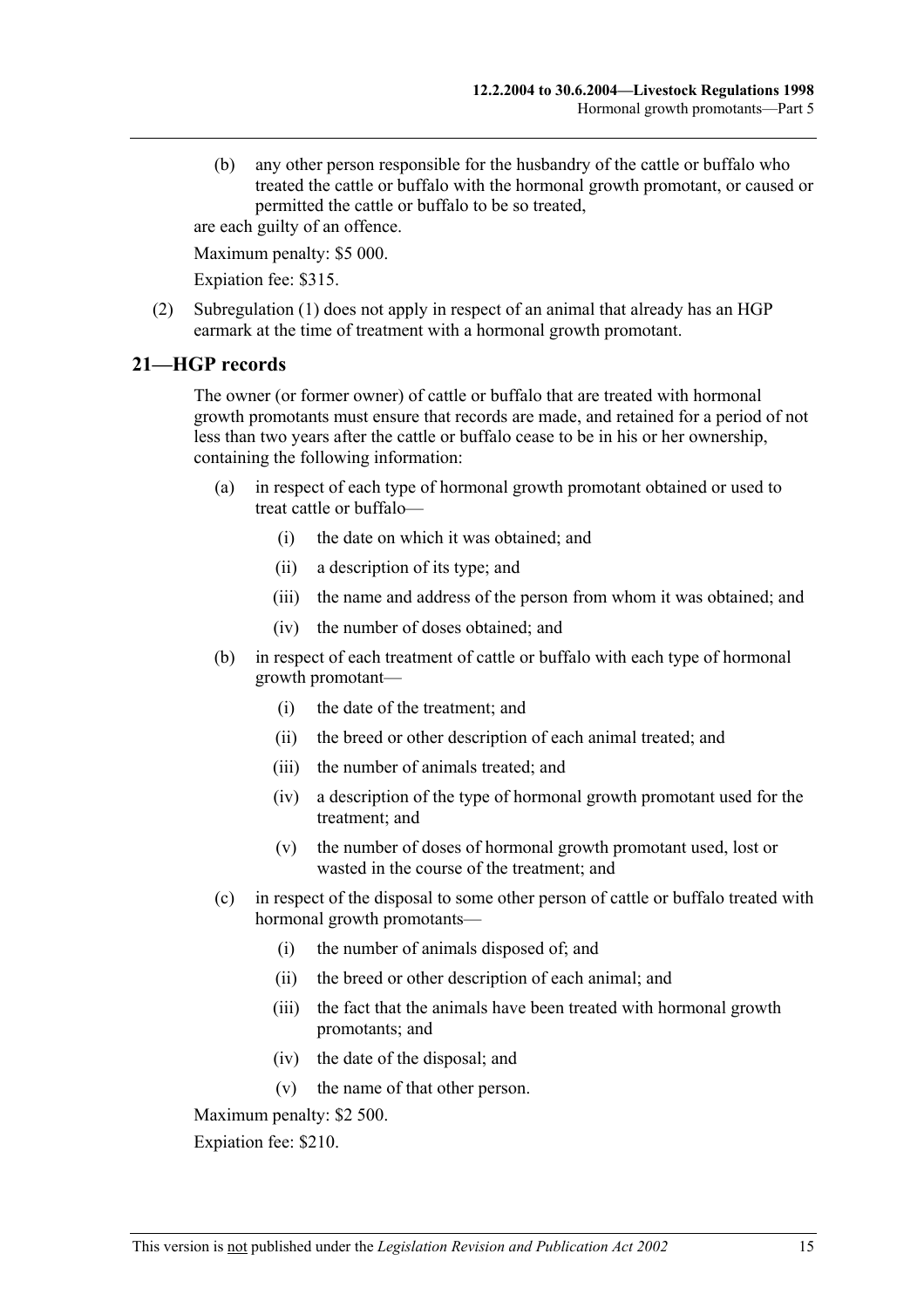(b) any other person responsible for the husbandry of the cattle or buffalo who treated the cattle or buffalo with the hormonal growth promotant, or caused or permitted the cattle or buffalo to be so treated,

are each guilty of an offence.

Maximum penalty: $5 000.

Expiation fee: $315.

(2) Subregulation (1) does not apply in respect of an animal that already has an HGP earmark at the time of treatment with a hormonal growth promotant.

## 21—HGP records

The owner (or former owner) of cattle or buffalo that are treated with hormonal growth promotants must ensure that records are made, and retained for a period of not less than two years after the cattle or buffalo cease to be in his or her ownership, containing the following information:

(a) in respect of each type of hormonal growth promotant obtained or used to treat cattle or buffalo—

(i) the date on which it was obtained; and

(ii) a description of its type; and

(iii) the name and address of the person from whom it was obtained; and

(iv) the number of doses obtained; and

(b) in respect of each treatment of cattle or buffalo with each type of hormonal growth promotant—

(i) the date of the treatment; and

(ii) the breed or other description of each animal treated; and

(iii) the number of animals treated; and

(iv) a description of the type of hormonal growth promotant used for the treatment; and

(v) the number of doses of hormonal growth promotant used, lost or wasted in the course of the treatment; and

(c) in respect of the disposal to some other person of cattle or buffalo treated with hormonal growth promotants—

(i) the number of animals disposed of; and

(ii) the breed or other description of each animal; and

(iii) the fact that the animals have been treated with hormonal growth promotants; and

(iv) the date of the disposal; and

(v) the name of that other person.

Maximum penalty: $2 500.

Expiation fee: $210.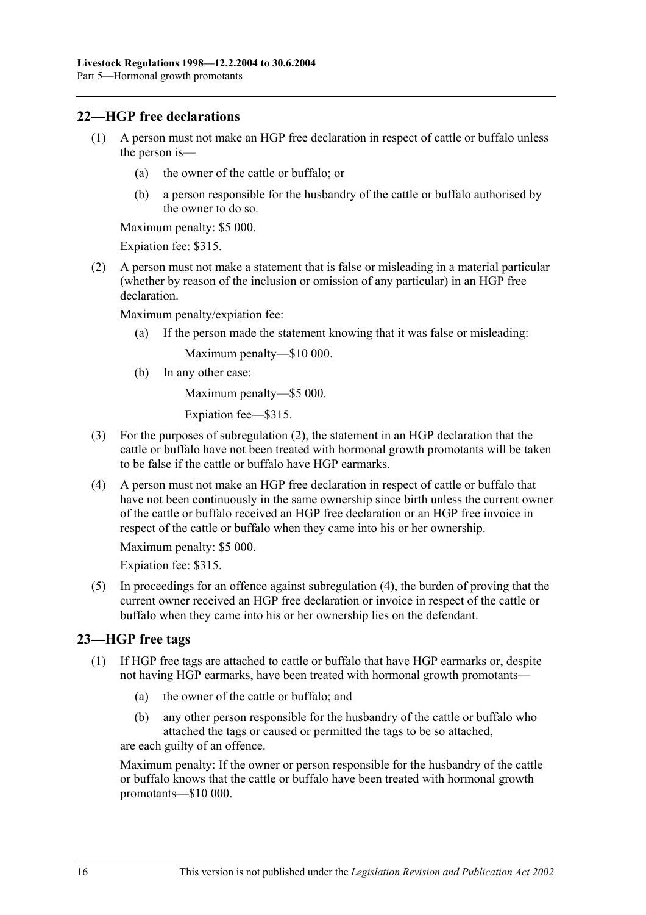## 22—HGP free declarations

(1) A person must not make an HGP free declaration in respect of cattle or buffalo unless the person is—

(a) the owner of the cattle or buffalo; or

(b) a person responsible for the husbandry of the cattle or buffalo authorised by the owner to do so.

Maximum penalty: $5 000.

Expiation fee: $315.

(2) A person must not make a statement that is false or misleading in a material particular (whether by reason of the inclusion or omission of any particular) in an HGP free declaration.

Maximum penalty/expiation fee:

(a) If the person made the statement knowing that it was false or misleading:

Maximum penalty—$10 000.

(b) In any other case:

Maximum penalty—$5 000.

Expiation fee—$315.

(3) For the purposes of subregulation (2), the statement in an HGP declaration that the cattle or buffalo have not been treated with hormonal growth promotants will be taken to be false if the cattle or buffalo have HGP earmarks.

(4) A person must not make an HGP free declaration in respect of cattle or buffalo that have not been continuously in the same ownership since birth unless the current owner of the cattle or buffalo received an HGP free declaration or an HGP free invoice in respect of the cattle or buffalo when they came into his or her ownership.

Maximum penalty: $5 000.

Expiation fee: $315.

(5) In proceedings for an offence against subregulation (4), the burden of proving that the current owner received an HGP free declaration or invoice in respect of the cattle or buffalo when they came into his or her ownership lies on the defendant.

## 23—HGP free tags

(1) If HGP free tags are attached to cattle or buffalo that have HGP earmarks or, despite not having HGP earmarks, have been treated with hormonal growth promotants—

(a) the owner of the cattle or buffalo; and

(b) any other person responsible for the husbandry of the cattle or buffalo who attached the tags or caused or permitted the tags to be so attached,

are each guilty of an offence.

Maximum penalty: If the owner or person responsible for the husbandry of the cattle or buffalo knows that the cattle or buffalo have been treated with hormonal growth promotants—$10 000.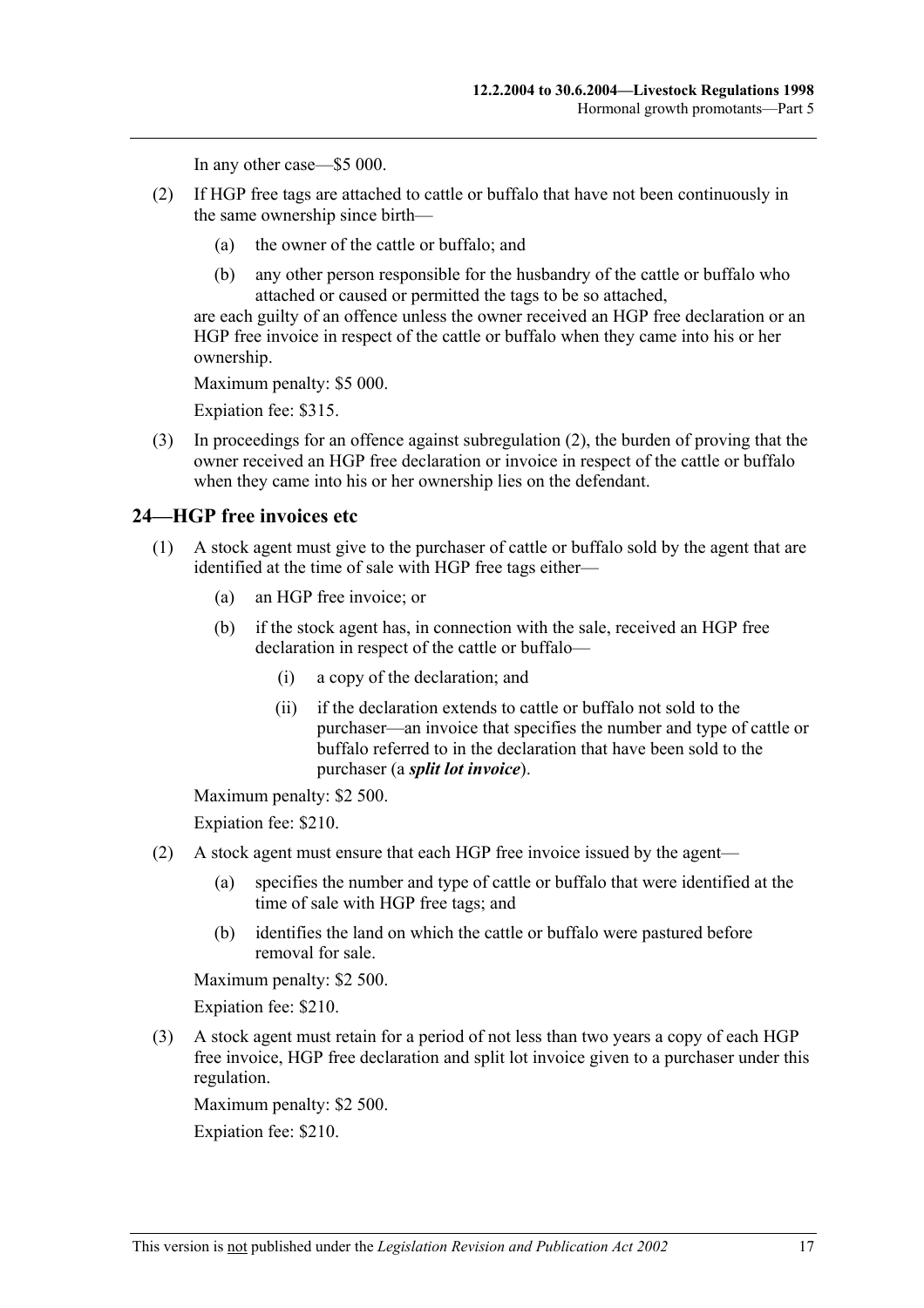In any other case—$5 000.

(2) If HGP free tags are attached to cattle or buffalo that have not been continuously in the same ownership since birth—

(a) the owner of the cattle or buffalo; and

(b) any other person responsible for the husbandry of the cattle or buffalo who attached or caused or permitted the tags to be so attached,

are each guilty of an offence unless the owner received an HGP free declaration or an HGP free invoice in respect of the cattle or buffalo when they came into his or her ownership.

Maximum penalty: $5 000.

Expiation fee: $315.

(3) In proceedings for an offence against subregulation (2), the burden of proving that the owner received an HGP free declaration or invoice in respect of the cattle or buffalo when they came into his or her ownership lies on the defendant.

## 24—HGP free invoices etc

(1) A stock agent must give to the purchaser of cattle or buffalo sold by the agent that are identified at the time of sale with HGP free tags either—

(a) an HGP free invoice; or

(b) if the stock agent has, in connection with the sale, received an HGP free declaration in respect of the cattle or buffalo—

(i) a copy of the declaration; and

(ii) if the declaration extends to cattle or buffalo not sold to the purchaser—an invoice that specifies the number and type of cattle or buffalo referred to in the declaration that have been sold to the purchaser (a ***split lot invoice***).

Maximum penalty: $2 500.

Expiation fee: $210.

(2) A stock agent must ensure that each HGP free invoice issued by the agent—

(a) specifies the number and type of cattle or buffalo that were identified at the time of sale with HGP free tags; and

(b) identifies the land on which the cattle or buffalo were pastured before removal for sale.

Maximum penalty: $2 500.

Expiation fee: $210.

(3) A stock agent must retain for a period of not less than two years a copy of each HGP free invoice, HGP free declaration and split lot invoice given to a purchaser under this regulation.

Maximum penalty: $2 500.

Expiation fee: $210.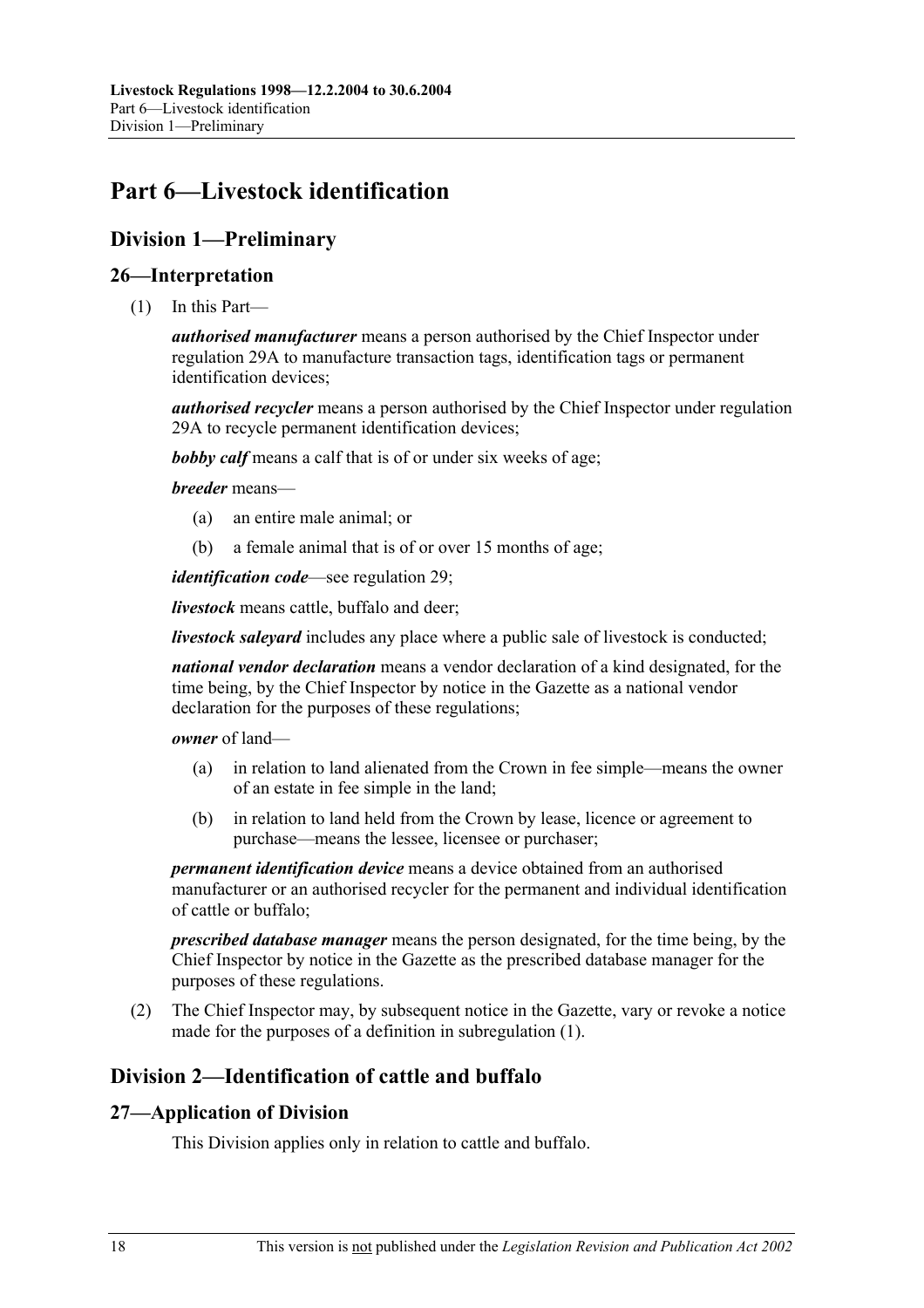# Part 6—Livestock identification

## Division 1—Preliminary

### 26—Interpretation

(1) In this Part—

***authorised manufacturer*** means a person authorised by the Chief Inspector under regulation 29A to manufacture transaction tags, identification tags or permanent identification devices;

***authorised recycler*** means a person authorised by the Chief Inspector under regulation 29A to recycle permanent identification devices;

***bobby calf*** means a calf that is of or under six weeks of age;

***breeder*** means—

(a) an entire male animal; or

(b) a female animal that is of or over 15 months of age;

***identification code***—see regulation 29;

***livestock*** means cattle, buffalo and deer;

***livestock saleyard*** includes any place where a public sale of livestock is conducted;

***national vendor declaration*** means a vendor declaration of a kind designated, for the time being, by the Chief Inspector by notice in the Gazette as a national vendor declaration for the purposes of these regulations;

***owner*** of land—

(a) in relation to land alienated from the Crown in fee simple—means the owner of an estate in fee simple in the land;

(b) in relation to land held from the Crown by lease, licence or agreement to purchase—means the lessee, licensee or purchaser;

***permanent identification device*** means a device obtained from an authorised manufacturer or an authorised recycler for the permanent and individual identification of cattle or buffalo;

***prescribed database manager*** means the person designated, for the time being, by the Chief Inspector by notice in the Gazette as the prescribed database manager for the purposes of these regulations.

(2) The Chief Inspector may, by subsequent notice in the Gazette, vary or revoke a notice made for the purposes of a definition in subregulation (1).

## Division 2—Identification of cattle and buffalo

### 27—Application of Division

This Division applies only in relation to cattle and buffalo.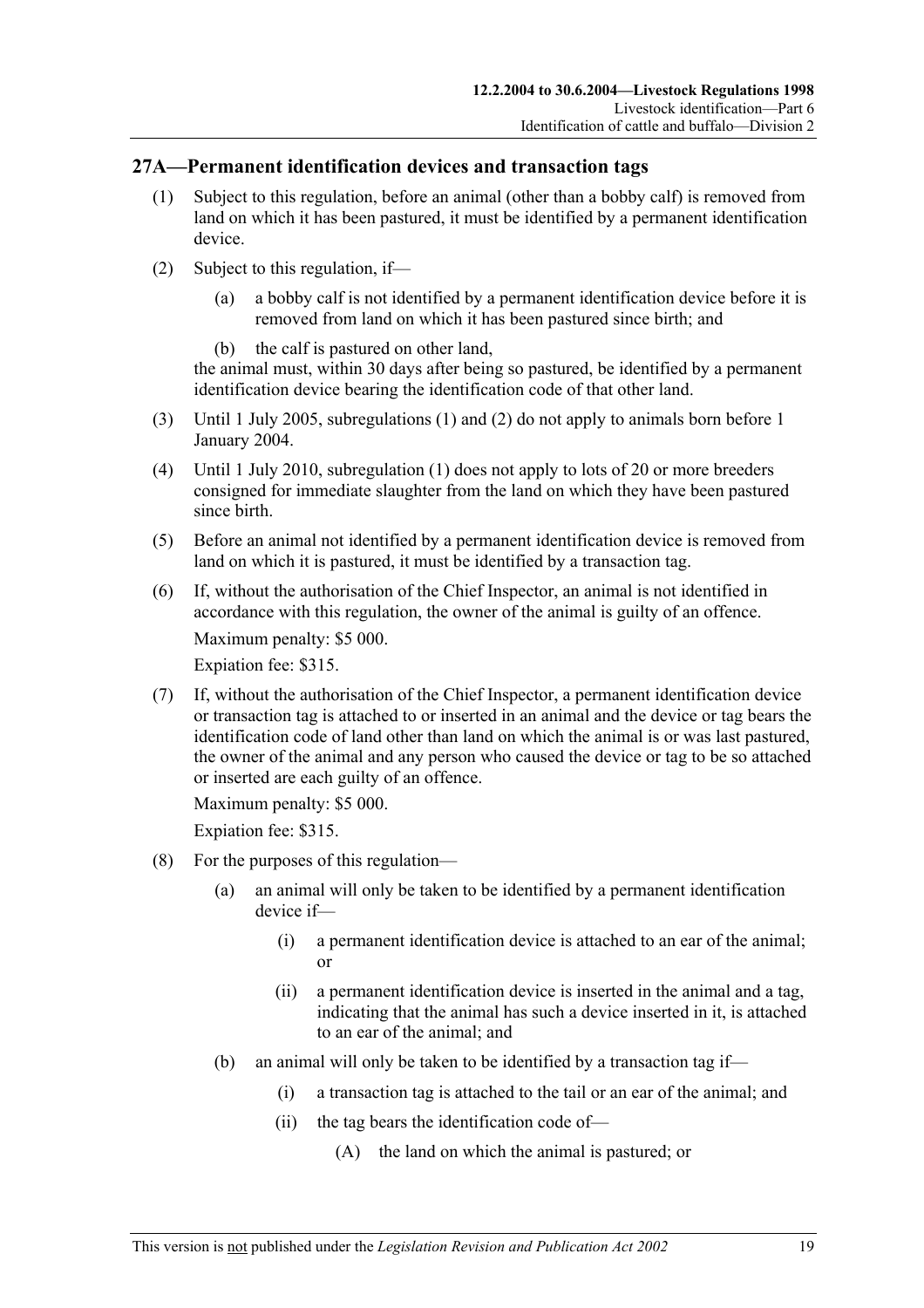## 27A—Permanent identification devices and transaction tags

(1) Subject to this regulation, before an animal (other than a bobby calf) is removed from land on which it has been pastured, it must be identified by a permanent identification device.

(2) Subject to this regulation, if—

   (a) a bobby calf is not identified by a permanent identification device before it is removed from land on which it has been pastured since birth; and

   (b) the calf is pastured on other land,

the animal must, within 30 days after being so pastured, be identified by a permanent identification device bearing the identification code of that other land.

(3) Until 1 July 2005, subregulations (1) and (2) do not apply to animals born before 1 January 2004.

(4) Until 1 July 2010, subregulation (1) does not apply to lots of 20 or more breeders consigned for immediate slaughter from the land on which they have been pastured since birth.

(5) Before an animal not identified by a permanent identification device is removed from land on which it is pastured, it must be identified by a transaction tag.

(6) If, without the authorisation of the Chief Inspector, an animal is not identified in accordance with this regulation, the owner of the animal is guilty of an offence.

Maximum penalty: $5 000.

Expiation fee: $315.

(7) If, without the authorisation of the Chief Inspector, a permanent identification device or transaction tag is attached to or inserted in an animal and the device or tag bears the identification code of land other than land on which the animal is or was last pastured, the owner of the animal and any person who caused the device or tag to be so attached or inserted are each guilty of an offence.

Maximum penalty: $5 000.

Expiation fee: $315.

(8) For the purposes of this regulation—

   (a) an animal will only be taken to be identified by a permanent identification device if—

      (i) a permanent identification device is attached to an ear of the animal; or

      (ii) a permanent identification device is inserted in the animal and a tag, indicating that the animal has such a device inserted in it, is attached to an ear of the animal; and

   (b) an animal will only be taken to be identified by a transaction tag if—

      (i) a transaction tag is attached to the tail or an ear of the animal; and

      (ii) the tag bears the identification code of—

         (A) the land on which the animal is pastured; or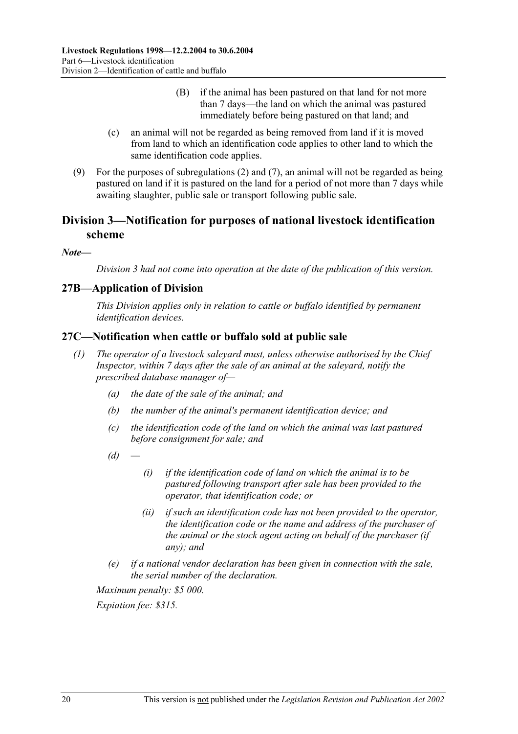(B) if the animal has been pastured on that land for not more than 7 days—the land on which the animal was pastured immediately before being pastured on that land; and

(c) an animal will not be regarded as being removed from land if it is moved from land to which an identification code applies to other land to which the same identification code applies.

(9) For the purposes of subregulations (2) and (7), an animal will not be regarded as being pastured on land if it is pastured on the land for a period of not more than 7 days while awaiting slaughter, public sale or transport following public sale.

## Division 3—Notification for purposes of national livestock identification scheme

***Note—***

*Division 3 had not come into operation at the date of the publication of this version.*

### 27B—Application of Division

*This Division applies only in relation to cattle or buffalo identified by permanent identification devices.*

### 27C—Notification when cattle or buffalo sold at public sale

*(1) The operator of a livestock saleyard must, unless otherwise authorised by the Chief Inspector, within 7 days after the sale of an animal at the saleyard, notify the prescribed database manager of—*

*(a) the date of the sale of the animal; and*

*(b) the number of the animal's permanent identification device; and*

*(c) the identification code of the land on which the animal was last pastured before consignment for sale; and*

*(d) —*

*(i) if the identification code of land on which the animal is to be pastured following transport after sale has been provided to the operator, that identification code; or*

*(ii) if such an identification code has not been provided to the operator, the identification code or the name and address of the purchaser of the animal or the stock agent acting on behalf of the purchaser (if any); and*

*(e) if a national vendor declaration has been given in connection with the sale, the serial number of the declaration.*

*Maximum penalty: $5 000.*

*Expiation fee: $315.*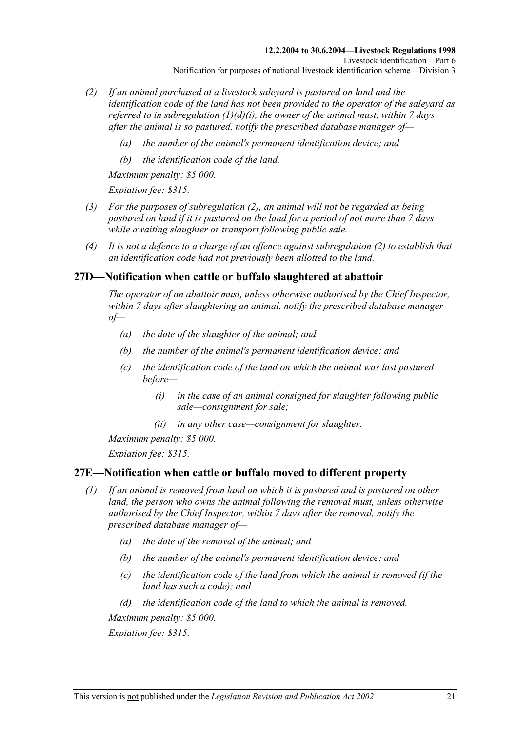*(2) If an animal purchased at a livestock saleyard is pastured on land and the identification code of the land has not been provided to the operator of the saleyard as referred to in subregulation (1)(d)(i), the owner of the animal must, within 7 days after the animal is so pastured, notify the prescribed database manager of—*

*(a) the number of the animal's permanent identification device; and*

*(b) the identification code of the land.*

*Maximum penalty: $5 000.*

*Expiation fee: $315.*

*(3) For the purposes of subregulation (2), an animal will not be regarded as being pastured on land if it is pastured on the land for a period of not more than 7 days while awaiting slaughter or transport following public sale.*

*(4) It is not a defence to a charge of an offence against subregulation (2) to establish that an identification code had not previously been allotted to the land.*

## 27D—Notification when cattle or buffalo slaughtered at abattoir

*The operator of an abattoir must, unless otherwise authorised by the Chief Inspector, within 7 days after slaughtering an animal, notify the prescribed database manager of—*

*(a) the date of the slaughter of the animal; and*

*(b) the number of the animal's permanent identification device; and*

*(c) the identification code of the land on which the animal was last pastured before—*

*(i) in the case of an animal consigned for slaughter following public sale—consignment for sale;*

*(ii) in any other case—consignment for slaughter.*

*Maximum penalty: $5 000.*

*Expiation fee: $315.*

## 27E—Notification when cattle or buffalo moved to different property

*(1) If an animal is removed from land on which it is pastured and is pastured on other land, the person who owns the animal following the removal must, unless otherwise authorised by the Chief Inspector, within 7 days after the removal, notify the prescribed database manager of—*

*(a) the date of the removal of the animal; and*

*(b) the number of the animal's permanent identification device; and*

*(c) the identification code of the land from which the animal is removed (if the land has such a code); and*

*(d) the identification code of the land to which the animal is removed.*

*Maximum penalty: $5 000.*

*Expiation fee: $315.*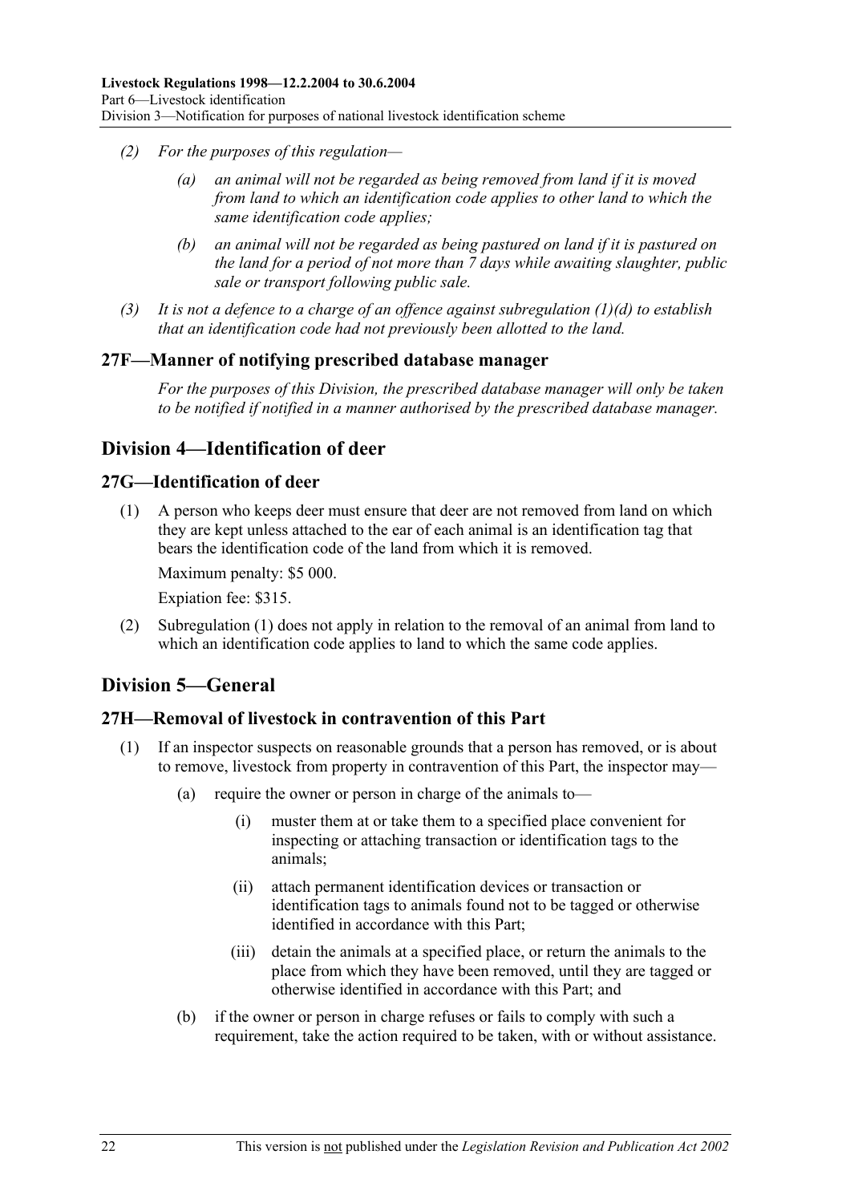*(2) For the purposes of this regulation—*

*(a) an animal will not be regarded as being removed from land if it is moved from land to which an identification code applies to other land to which the same identification code applies;*

*(b) an animal will not be regarded as being pastured on land if it is pastured on the land for a period of not more than 7 days while awaiting slaughter, public sale or transport following public sale.*

*(3) It is not a defence to a charge of an offence against subregulation (1)(d) to establish that an identification code had not previously been allotted to the land.*

## 27F—Manner of notifying prescribed database manager

*For the purposes of this Division, the prescribed database manager will only be taken to be notified if notified in a manner authorised by the prescribed database manager.*

# Division 4—Identification of deer

## 27G—Identification of deer

(1) A person who keeps deer must ensure that deer are not removed from land on which they are kept unless attached to the ear of each animal is an identification tag that bears the identification code of the land from which it is removed.

Maximum penalty: $5 000.

Expiation fee: $315.

(2) Subregulation (1) does not apply in relation to the removal of an animal from land to which an identification code applies to land to which the same code applies.

# Division 5—General

## 27H—Removal of livestock in contravention of this Part

(1) If an inspector suspects on reasonable grounds that a person has removed, or is about to remove, livestock from property in contravention of this Part, the inspector may—

(a) require the owner or person in charge of the animals to—

(i) muster them at or take them to a specified place convenient for inspecting or attaching transaction or identification tags to the animals;

(ii) attach permanent identification devices or transaction or identification tags to animals found not to be tagged or otherwise identified in accordance with this Part;

(iii) detain the animals at a specified place, or return the animals to the place from which they have been removed, until they are tagged or otherwise identified in accordance with this Part; and

(b) if the owner or person in charge refuses or fails to comply with such a requirement, take the action required to be taken, with or without assistance.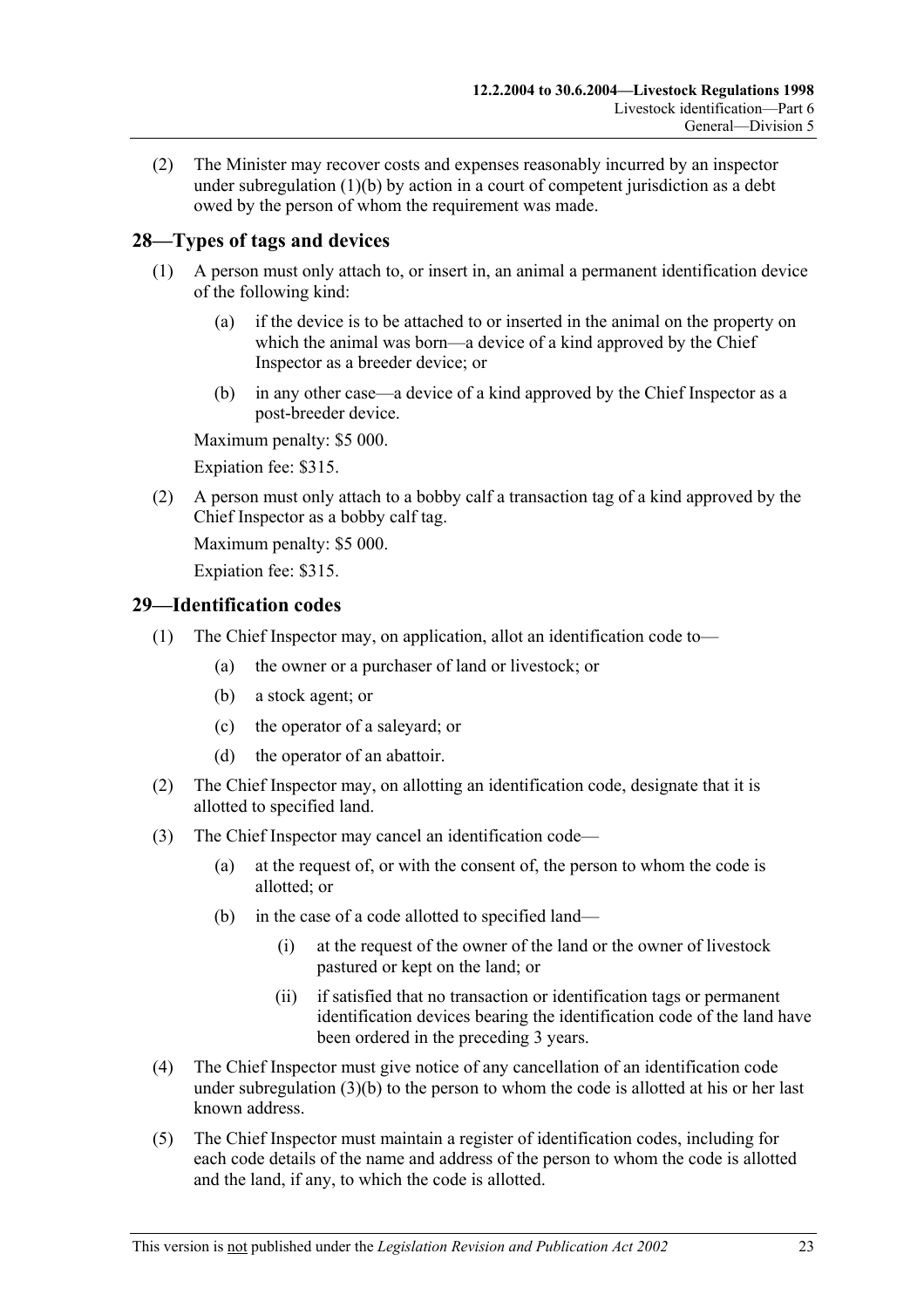(2) The Minister may recover costs and expenses reasonably incurred by an inspector under subregulation (1)(b) by action in a court of competent jurisdiction as a debt owed by the person of whom the requirement was made.

## 28—Types of tags and devices

(1) A person must only attach to, or insert in, an animal a permanent identification device of the following kind:

(a) if the device is to be attached to or inserted in the animal on the property on which the animal was born—a device of a kind approved by the Chief Inspector as a breeder device; or

(b) in any other case—a device of a kind approved by the Chief Inspector as a post-breeder device.

Maximum penalty: $5 000.

Expiation fee: $315.

(2) A person must only attach to a bobby calf a transaction tag of a kind approved by the Chief Inspector as a bobby calf tag.

Maximum penalty: $5 000.

Expiation fee: $315.

## 29—Identification codes

(1) The Chief Inspector may, on application, allot an identification code to—

(a) the owner or a purchaser of land or livestock; or

(b) a stock agent; or

(c) the operator of a saleyard; or

(d) the operator of an abattoir.

(2) The Chief Inspector may, on allotting an identification code, designate that it is allotted to specified land.

(3) The Chief Inspector may cancel an identification code—

(a) at the request of, or with the consent of, the person to whom the code is allotted; or

(b) in the case of a code allotted to specified land—

(i) at the request of the owner of the land or the owner of livestock pastured or kept on the land; or

(ii) if satisfied that no transaction or identification tags or permanent identification devices bearing the identification code of the land have been ordered in the preceding 3 years.

(4) The Chief Inspector must give notice of any cancellation of an identification code under subregulation (3)(b) to the person to whom the code is allotted at his or her last known address.

(5) The Chief Inspector must maintain a register of identification codes, including for each code details of the name and address of the person to whom the code is allotted and the land, if any, to which the code is allotted.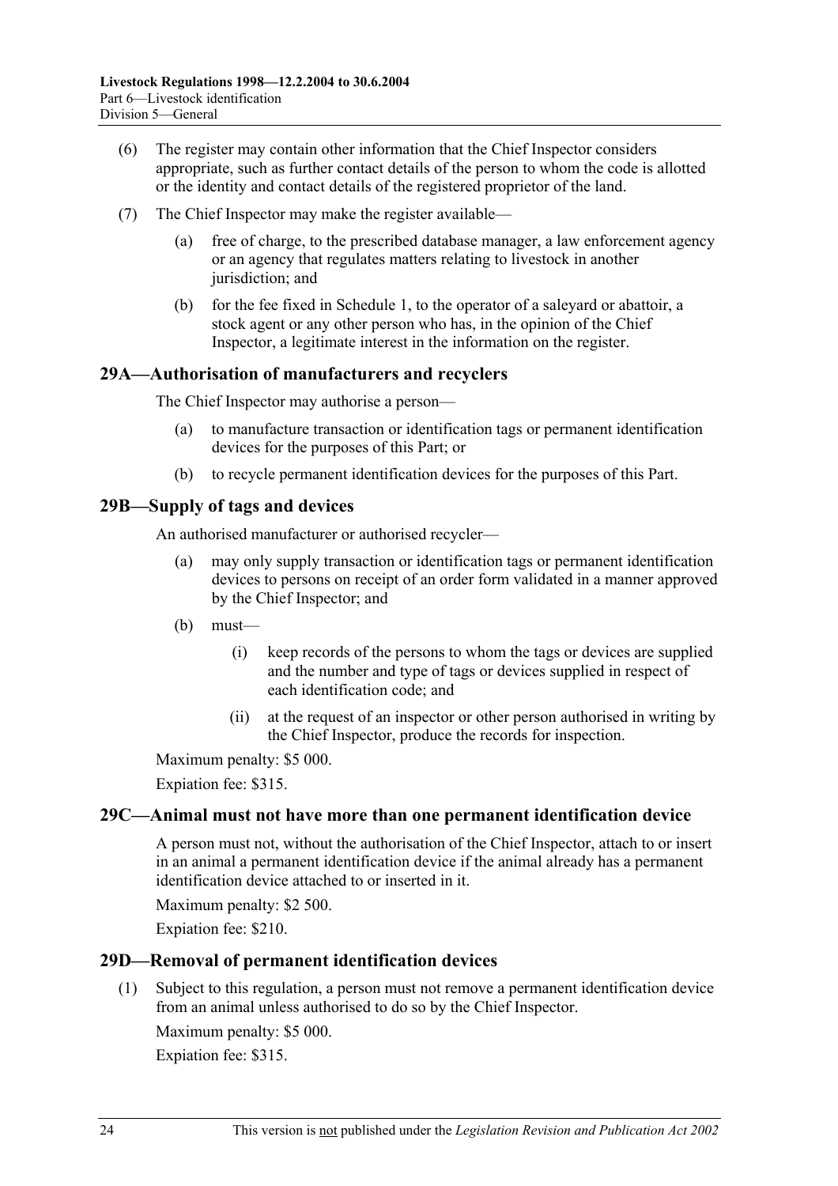(6) The register may contain other information that the Chief Inspector considers appropriate, such as further contact details of the person to whom the code is allotted or the identity and contact details of the registered proprietor of the land.

(7) The Chief Inspector may make the register available—

- (a) free of charge, to the prescribed database manager, a law enforcement agency or an agency that regulates matters relating to livestock in another jurisdiction; and
- (b) for the fee fixed in Schedule 1, to the operator of a saleyard or abattoir, a stock agent or any other person who has, in the opinion of the Chief Inspector, a legitimate interest in the information on the register.

## 29A—Authorisation of manufacturers and recyclers

The Chief Inspector may authorise a person—

- (a) to manufacture transaction or identification tags or permanent identification devices for the purposes of this Part; or
- (b) to recycle permanent identification devices for the purposes of this Part.

## 29B—Supply of tags and devices

An authorised manufacturer or authorised recycler—

- (a) may only supply transaction or identification tags or permanent identification devices to persons on receipt of an order form validated in a manner approved by the Chief Inspector; and
- (b) must—
  - (i) keep records of the persons to whom the tags or devices are supplied and the number and type of tags or devices supplied in respect of each identification code; and
  - (ii) at the request of an inspector or other person authorised in writing by the Chief Inspector, produce the records for inspection.

Maximum penalty: $5 000.

Expiation fee: $315.

## 29C—Animal must not have more than one permanent identification device

A person must not, without the authorisation of the Chief Inspector, attach to or insert in an animal a permanent identification device if the animal already has a permanent identification device attached to or inserted in it.

Maximum penalty: $2 500.

Expiation fee: $210.

## 29D—Removal of permanent identification devices

(1) Subject to this regulation, a person must not remove a permanent identification device from an animal unless authorised to do so by the Chief Inspector.

Maximum penalty: $5 000.

Expiation fee: $315.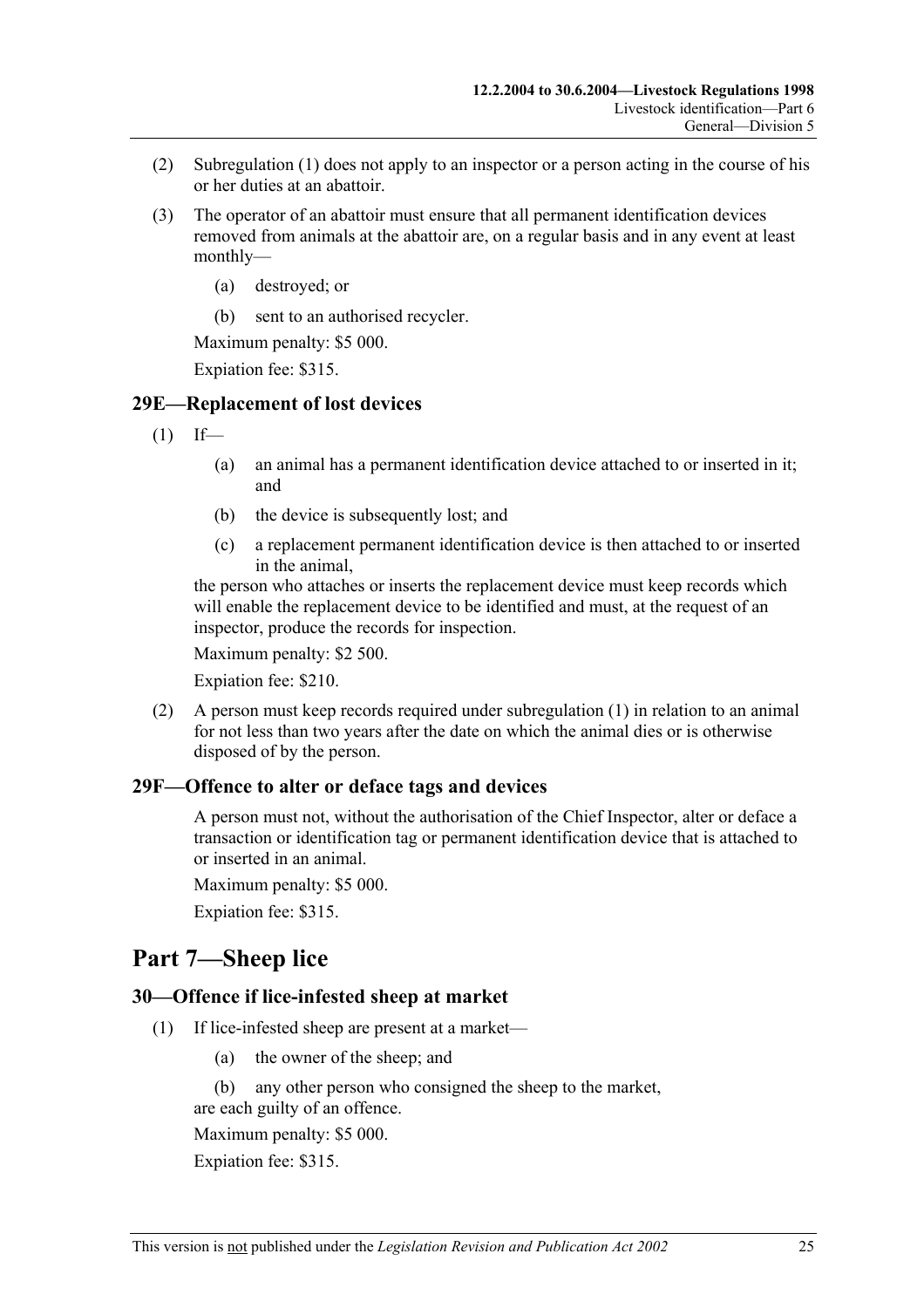(2) Subregulation (1) does not apply to an inspector or a person acting in the course of his or her duties at an abattoir.

(3) The operator of an abattoir must ensure that all permanent identification devices removed from animals at the abattoir are, on a regular basis and in any event at least monthly—

(a) destroyed; or

(b) sent to an authorised recycler.

Maximum penalty: $5 000.

Expiation fee: $315.

### 29E—Replacement of lost devices

(1) If—

(a) an animal has a permanent identification device attached to or inserted in it; and

(b) the device is subsequently lost; and

(c) a replacement permanent identification device is then attached to or inserted in the animal,

the person who attaches or inserts the replacement device must keep records which will enable the replacement device to be identified and must, at the request of an inspector, produce the records for inspection.

Maximum penalty: $2 500.

Expiation fee: $210.

(2) A person must keep records required under subregulation (1) in relation to an animal for not less than two years after the date on which the animal dies or is otherwise disposed of by the person.

### 29F—Offence to alter or deface tags and devices

A person must not, without the authorisation of the Chief Inspector, alter or deface a transaction or identification tag or permanent identification device that is attached to or inserted in an animal.

Maximum penalty: $5 000.

Expiation fee: $315.

## Part 7—Sheep lice

### 30—Offence if lice-infested sheep at market

(1) If lice-infested sheep are present at a market—

(a) the owner of the sheep; and

(b) any other person who consigned the sheep to the market,

are each guilty of an offence.

Maximum penalty: $5 000.

Expiation fee: $315.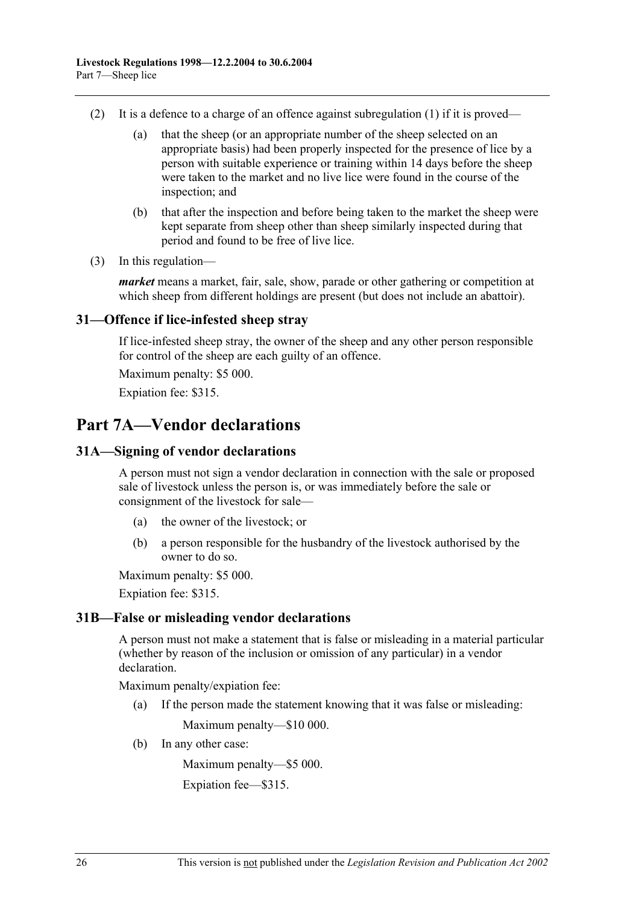(2) It is a defence to a charge of an offence against subregulation (1) if it is proved—

(a) that the sheep (or an appropriate number of the sheep selected on an appropriate basis) had been properly inspected for the presence of lice by a person with suitable experience or training within 14 days before the sheep were taken to the market and no live lice were found in the course of the inspection; and

(b) that after the inspection and before being taken to the market the sheep were kept separate from sheep other than sheep similarly inspected during that period and found to be free of live lice.

(3) In this regulation—

***market*** means a market, fair, sale, show, parade or other gathering or competition at which sheep from different holdings are present (but does not include an abattoir).

### 31—Offence if lice-infested sheep stray

If lice-infested sheep stray, the owner of the sheep and any other person responsible for control of the sheep are each guilty of an offence.

Maximum penalty: $5 000.

Expiation fee: $315.

## Part 7A—Vendor declarations

### 31A—Signing of vendor declarations

A person must not sign a vendor declaration in connection with the sale or proposed sale of livestock unless the person is, or was immediately before the sale or consignment of the livestock for sale—

(a) the owner of the livestock; or

(b) a person responsible for the husbandry of the livestock authorised by the owner to do so.

Maximum penalty: $5 000.

Expiation fee: $315.

### 31B—False or misleading vendor declarations

A person must not make a statement that is false or misleading in a material particular (whether by reason of the inclusion or omission of any particular) in a vendor declaration.

Maximum penalty/expiation fee:

(a) If the person made the statement knowing that it was false or misleading:

Maximum penalty—$10 000.

(b) In any other case:

Maximum penalty—$5 000.

Expiation fee—$315.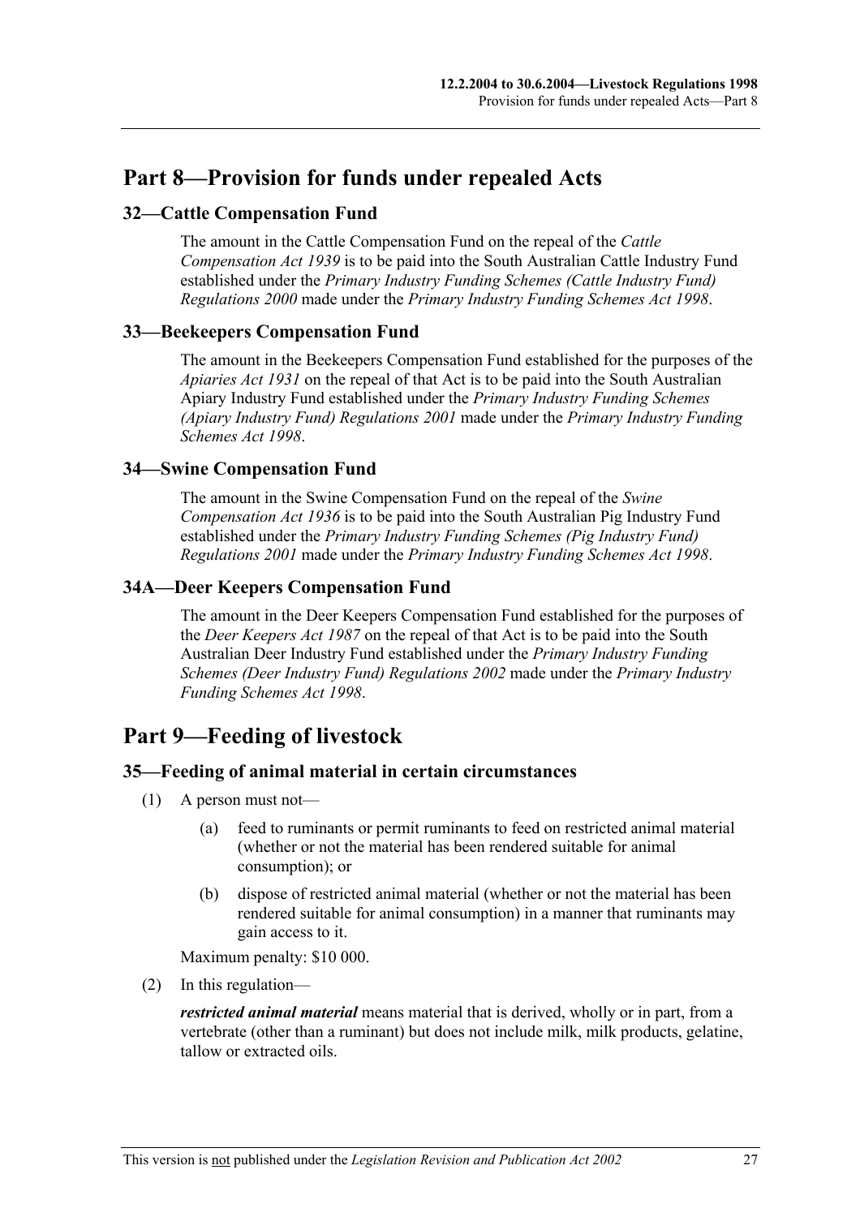# Part 8—Provision for funds under repealed Acts

## 32—Cattle Compensation Fund

The amount in the Cattle Compensation Fund on the repeal of the *Cattle Compensation Act 1939* is to be paid into the South Australian Cattle Industry Fund established under the *Primary Industry Funding Schemes (Cattle Industry Fund) Regulations 2000* made under the *Primary Industry Funding Schemes Act 1998*.

## 33—Beekeepers Compensation Fund

The amount in the Beekeepers Compensation Fund established for the purposes of the *Apiaries Act 1931* on the repeal of that Act is to be paid into the South Australian Apiary Industry Fund established under the *Primary Industry Funding Schemes (Apiary Industry Fund) Regulations 2001* made under the *Primary Industry Funding Schemes Act 1998*.

## 34—Swine Compensation Fund

The amount in the Swine Compensation Fund on the repeal of the *Swine Compensation Act 1936* is to be paid into the South Australian Pig Industry Fund established under the *Primary Industry Funding Schemes (Pig Industry Fund) Regulations 2001* made under the *Primary Industry Funding Schemes Act 1998*.

## 34A—Deer Keepers Compensation Fund

The amount in the Deer Keepers Compensation Fund established for the purposes of the *Deer Keepers Act 1987* on the repeal of that Act is to be paid into the South Australian Deer Industry Fund established under the *Primary Industry Funding Schemes (Deer Industry Fund) Regulations 2002* made under the *Primary Industry Funding Schemes Act 1998*.

# Part 9—Feeding of livestock

## 35—Feeding of animal material in certain circumstances

(1) A person must not—

(a) feed to ruminants or permit ruminants to feed on restricted animal material (whether or not the material has been rendered suitable for animal consumption); or

(b) dispose of restricted animal material (whether or not the material has been rendered suitable for animal consumption) in a manner that ruminants may gain access to it.

Maximum penalty: $10 000.

(2) In this regulation—

***restricted animal material*** means material that is derived, wholly or in part, from a vertebrate (other than a ruminant) but does not include milk, milk products, gelatine, tallow or extracted oils.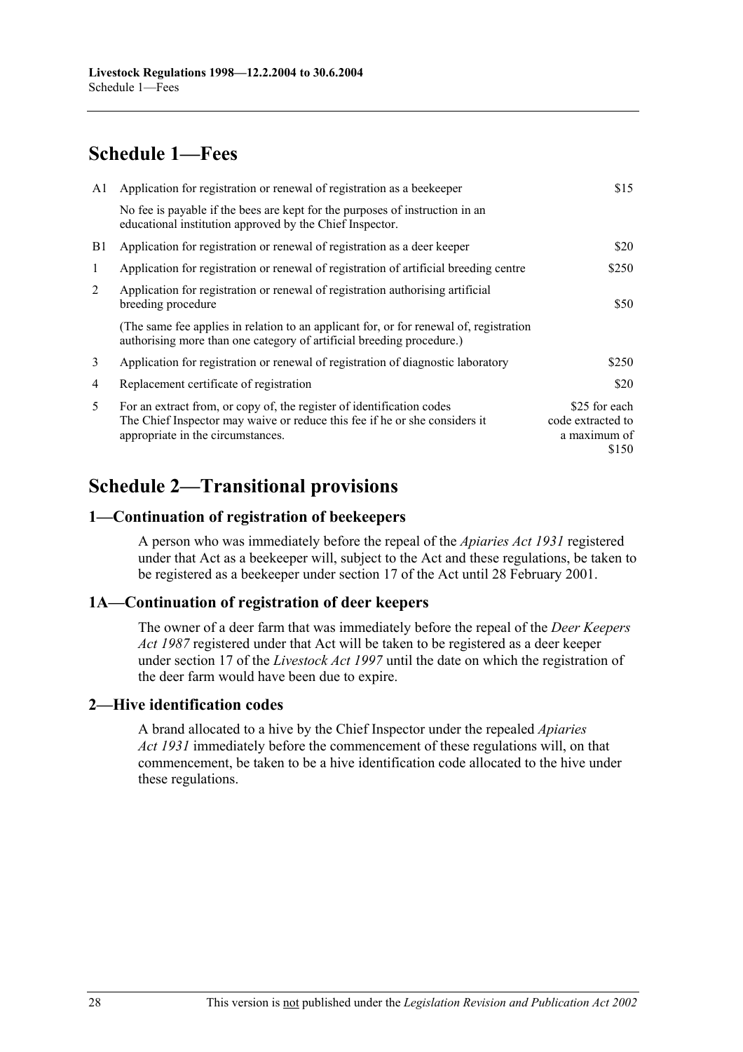# Schedule 1—Fees

| | | |
|---|---|---|
| A1 | Application for registration or renewal of registration as a beekeeper | $15 |
| | No fee is payable if the bees are kept for the purposes of instruction in an educational institution approved by the Chief Inspector. | |
| B1 | Application for registration or renewal of registration as a deer keeper | $20 |
| 1 | Application for registration or renewal of registration of artificial breeding centre | $250 |
| 2 | Application for registration or renewal of registration authorising artificial breeding procedure | $50 |
| | (The same fee applies in relation to an applicant for, or for renewal of, registration authorising more than one category of artificial breeding procedure.) | |
| 3 | Application for registration or renewal of registration of diagnostic laboratory | $250 |
| 4 | Replacement certificate of registration | $20 |
| 5 | For an extract from, or copy of, the register of identification codes The Chief Inspector may waive or reduce this fee if he or she considers it appropriate in the circumstances. | $25 for each code extracted to a maximum of $150 |

# Schedule 2—Transitional provisions

## 1—Continuation of registration of beekeepers

A person who was immediately before the repeal of the *Apiaries Act 1931* registered under that Act as a beekeeper will, subject to the Act and these regulations, be taken to be registered as a beekeeper under section 17 of the Act until 28 February 2001.

## 1A—Continuation of registration of deer keepers

The owner of a deer farm that was immediately before the repeal of the *Deer Keepers Act 1987* registered under that Act will be taken to be registered as a deer keeper under section 17 of the *Livestock Act 1997* until the date on which the registration of the deer farm would have been due to expire.

## 2—Hive identification codes

A brand allocated to a hive by the Chief Inspector under the repealed *Apiaries Act 1931* immediately before the commencement of these regulations will, on that commencement, be taken to be a hive identification code allocated to the hive under these regulations.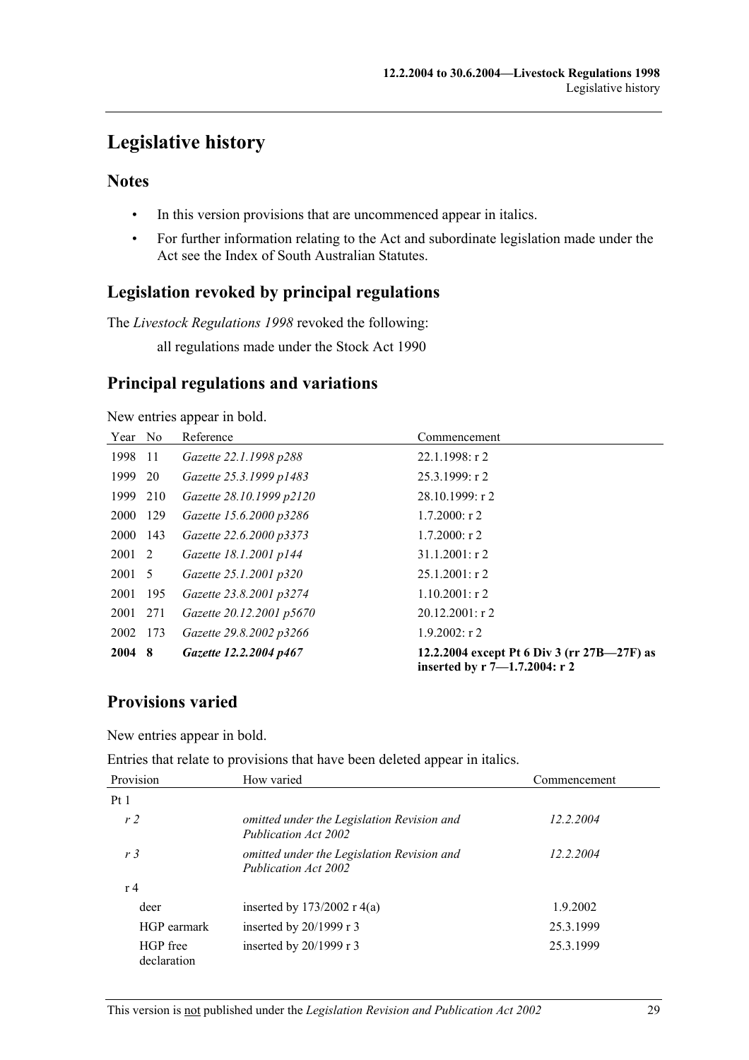# Legislative history

## Notes

- In this version provisions that are uncommenced appear in italics.
- For further information relating to the Act and subordinate legislation made under the Act see the Index of South Australian Statutes.

## Legislation revoked by principal regulations

The *Livestock Regulations 1998* revoked the following:

all regulations made under the Stock Act 1990

## Principal regulations and variations

New entries appear in bold.

| Year | No | Reference | Commencement |
|---|---|---|---|
| 1998 | 11 | *Gazette 22.1.1998 p288* | 22.1.1998: r 2 |
| 1999 | 20 | *Gazette 25.3.1999 p1483* | 25.3.1999: r 2 |
| 1999 | 210 | *Gazette 28.10.1999 p2120* | 28.10.1999: r 2 |
| 2000 | 129 | *Gazette 15.6.2000 p3286* | 1.7.2000: r 2 |
| 2000 | 143 | *Gazette 22.6.2000 p3373* | 1.7.2000: r 2 |
| 2001 | 2 | *Gazette 18.1.2001 p144* | 31.1.2001: r 2 |
| 2001 | 5 | *Gazette 25.1.2001 p320* | 25.1.2001: r 2 |
| 2001 | 195 | *Gazette 23.8.2001 p3274* | 1.10.2001: r 2 |
| 2001 | 271 | *Gazette 20.12.2001 p5670* | 20.12.2001: r 2 |
| 2002 | 173 | *Gazette 29.8.2002 p3266* | 1.9.2002: r 2 |
| **2004** | **8** | ***Gazette 12.2.2004 p467*** | **12.2.2004 except Pt 6 Div 3 (rr 27B—27F) as inserted by r 7—1.7.2004: r 2** |

## Provisions varied

New entries appear in bold.

Entries that relate to provisions that have been deleted appear in italics.

| Provision | How varied | Commencement |
|---|---|---|
| Pt 1 | | |
| *r 2* | *omitted under the Legislation Revision and Publication Act 2002* | *12.2.2004* |
| *r 3* | *omitted under the Legislation Revision and Publication Act 2002* | *12.2.2004* |
| r 4 | | |
| deer | inserted by 173/2002 r 4(a) | 1.9.2002 |
| HGP earmark | inserted by 20/1999 r 3 | 25.3.1999 |
| HGP free declaration | inserted by 20/1999 r 3 | 25.3.1999 |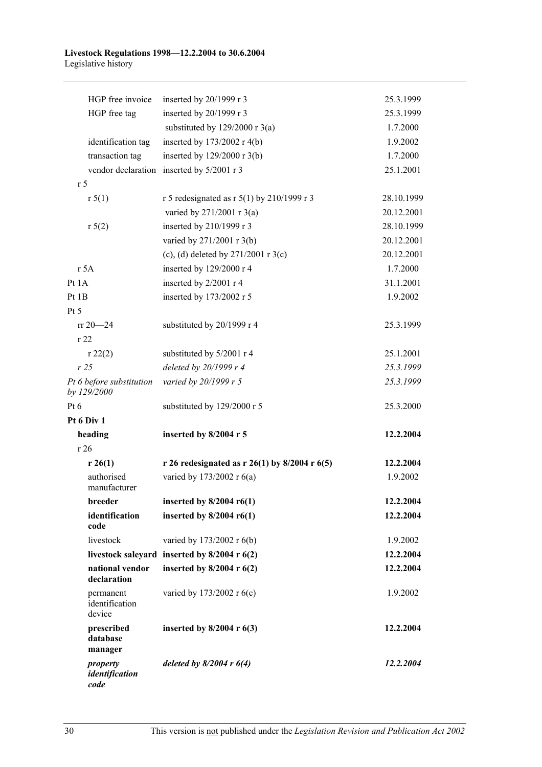| | | |
|---|---|---|
| HGP free invoice | inserted by 20/1999 r 3 | 25.3.1999 |
| HGP free tag | inserted by 20/1999 r 3 | 25.3.1999 |
| | substituted by 129/2000 r 3(a) | 1.7.2000 |
| identification tag | inserted by 173/2002 r 4(b) | 1.9.2002 |
| transaction tag | inserted by 129/2000 r 3(b) | 1.7.2000 |
| vendor declaration | inserted by 5/2001 r 3 | 25.1.2001 |
| r 5 | | |
| r 5(1) | r 5 redesignated as r 5(1) by 210/1999 r 3 | 28.10.1999 |
| | varied by 271/2001 r 3(a) | 20.12.2001 |
| r 5(2) | inserted by 210/1999 r 3 | 28.10.1999 |
| | varied by 271/2001 r 3(b) | 20.12.2001 |
| | (c), (d) deleted by 271/2001 r 3(c) | 20.12.2001 |
| r 5A | inserted by 129/2000 r 4 | 1.7.2000 |
| Pt 1A | inserted by 2/2001 r 4 | 31.1.2001 |
| Pt 1B | inserted by 173/2002 r 5 | 1.9.2002 |
| Pt 5 | | |
| rr 20—24 | substituted by 20/1999 r 4 | 25.3.1999 |
| r 22 | | |
| r 22(2) | substituted by 5/2001 r 4 | 25.1.2001 |
| *r 25* | *deleted by 20/1999 r 4* | *25.3.1999* |
| *Pt 6 before substitution by 129/2000* | *varied by 20/1999 r 5* | *25.3.1999* |
| Pt 6 | substituted by 129/2000 r 5 | 25.3.2000 |
| **Pt 6 Div 1** | | |
| **heading** | **inserted by 8/2004 r 5** | **12.2.2004** |
| r 26 | | |
| **r 26(1)** | **r 26 redesignated as r 26(1) by 8/2004 r 6(5)** | **12.2.2004** |
| authorised manufacturer | varied by 173/2002 r 6(a) | 1.9.2002 |
| **breeder** | **inserted by 8/2004 r6(1)** | **12.2.2004** |
| **identification code** | **inserted by 8/2004 r6(1)** | **12.2.2004** |
| livestock | varied by 173/2002 r 6(b) | 1.9.2002 |
| **livestock saleyard** | **inserted by 8/2004 r 6(2)** | **12.2.2004** |
| **national vendor declaration** | **inserted by 8/2004 r 6(2)** | **12.2.2004** |
| permanent identification device | varied by 173/2002 r 6(c) | 1.9.2002 |
| **prescribed database manager** | **inserted by 8/2004 r 6(3)** | **12.2.2004** |
| ***property identification code*** | ***deleted by 8/2004 r 6(4)*** | ***12.2.2004*** |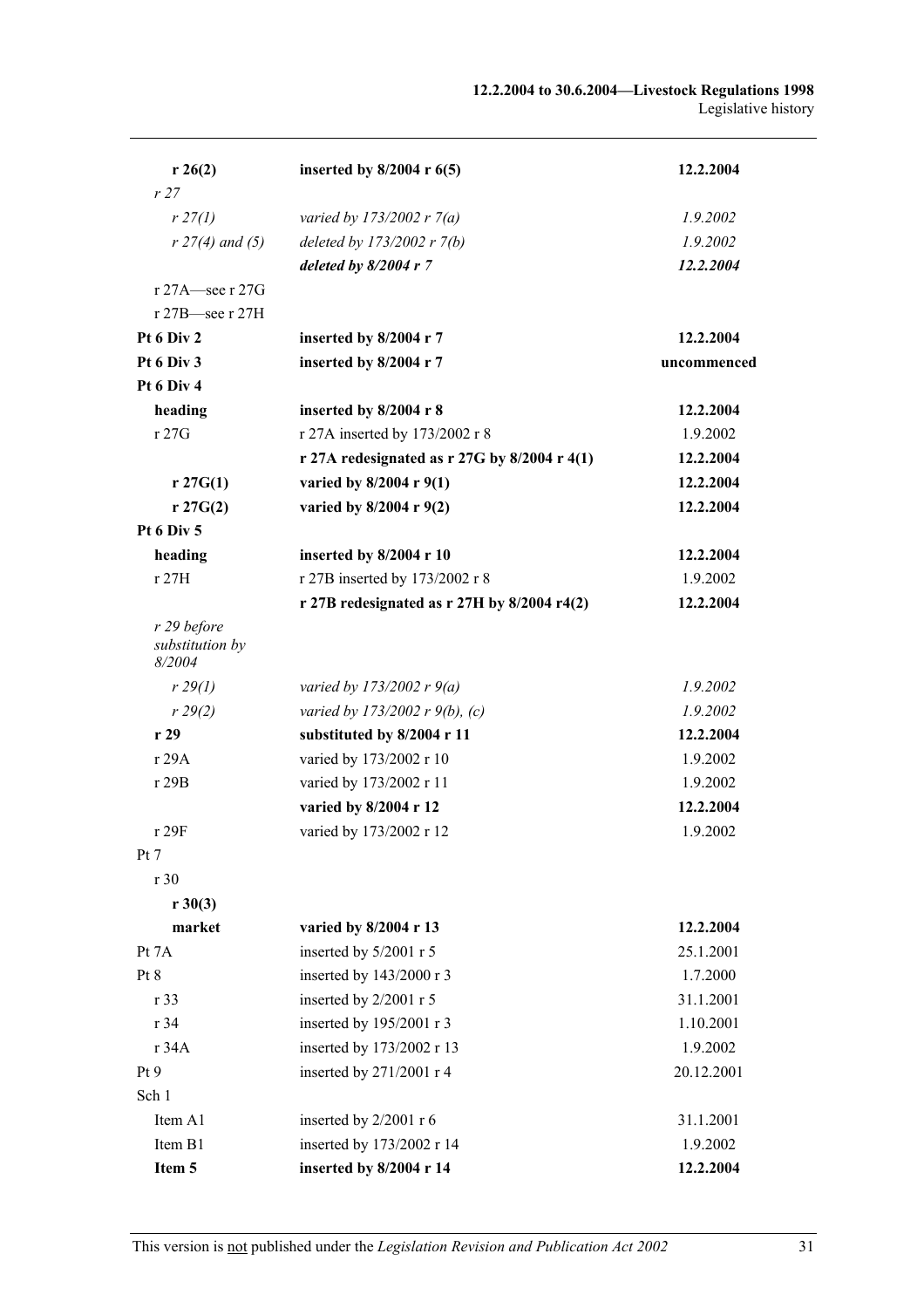| | | |
|---|---|---|
| **r 26(2)** | **inserted by 8/2004 r 6(5)** | **12.2.2004** |
| *r 27* | | |
| *r 27(1)* | *varied by 173/2002 r 7(a)* | *1.9.2002* |
| *r 27(4) and (5)* | *deleted by 173/2002 r 7(b)* | *1.9.2002* |
| | ***deleted by 8/2004 r 7*** | ***12.2.2004*** |
| r 27A—see r 27G | | |
| r 27B—see r 27H | | |
| **Pt 6 Div 2** | **inserted by 8/2004 r 7** | **12.2.2004** |
| **Pt 6 Div 3** | **inserted by 8/2004 r 7** | **uncommenced** |
| **Pt 6 Div 4** | | |
| **heading** | **inserted by 8/2004 r 8** | **12.2.2004** |
| r 27G | r 27A inserted by 173/2002 r 8 | 1.9.2002 |
| | **r 27A redesignated as r 27G by 8/2004 r 4(1)** | **12.2.2004** |
| **r 27G(1)** | **varied by 8/2004 r 9(1)** | **12.2.2004** |
| **r 27G(2)** | **varied by 8/2004 r 9(2)** | **12.2.2004** |
| **Pt 6 Div 5** | | |
| **heading** | **inserted by 8/2004 r 10** | **12.2.2004** |
| r 27H | r 27B inserted by 173/2002 r 8 | 1.9.2002 |
| | **r 27B redesignated as r 27H by 8/2004 r4(2)** | **12.2.2004** |
| *r 29 before substitution by 8/2004* | | |
| *r 29(1)* | *varied by 173/2002 r 9(a)* | *1.9.2002* |
| *r 29(2)* | *varied by 173/2002 r 9(b), (c)* | *1.9.2002* |
| **r 29** | **substituted by 8/2004 r 11** | **12.2.2004** |
| r 29A | varied by 173/2002 r 10 | 1.9.2002 |
| r 29B | varied by 173/2002 r 11 | 1.9.2002 |
| | **varied by 8/2004 r 12** | **12.2.2004** |
| r 29F | varied by 173/2002 r 12 | 1.9.2002 |
| Pt 7 | | |
| r 30 | | |
| **r 30(3)** | | |
| **market** | **varied by 8/2004 r 13** | **12.2.2004** |
| Pt 7A | inserted by 5/2001 r 5 | 25.1.2001 |
| Pt 8 | inserted by 143/2000 r 3 | 1.7.2000 |
| r 33 | inserted by 2/2001 r 5 | 31.1.2001 |
| r 34 | inserted by 195/2001 r 3 | 1.10.2001 |
| r 34A | inserted by 173/2002 r 13 | 1.9.2002 |
| Pt 9 | inserted by 271/2001 r 4 | 20.12.2001 |
| Sch 1 | | |
| Item A1 | inserted by 2/2001 r 6 | 31.1.2001 |
| Item B1 | inserted by 173/2002 r 14 | 1.9.2002 |
| **Item 5** | **inserted by 8/2004 r 14** | **12.2.2004** |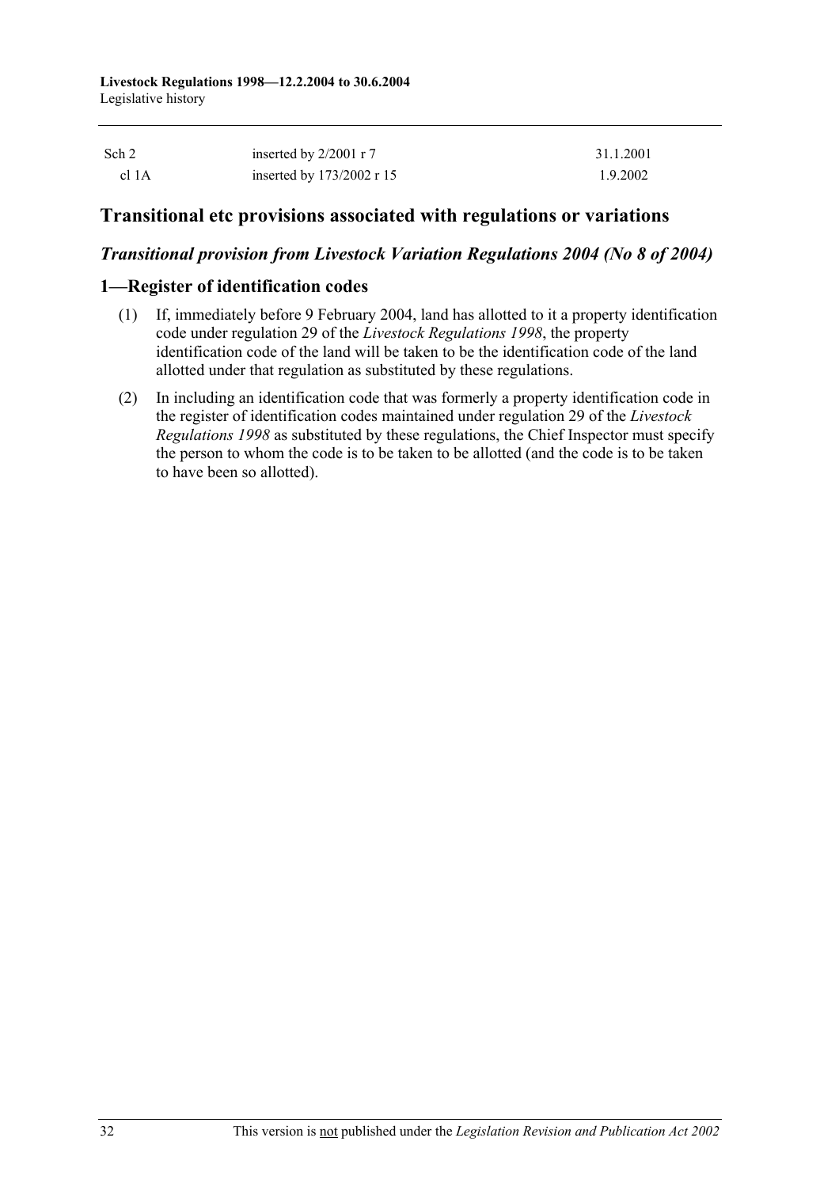| | | |
|---|---|---|
| Sch 2 | inserted by 2/2001 r 7 | 31.1.2001 |
| cl 1A | inserted by 173/2002 r 15 | 1.9.2002 |

## Transitional etc provisions associated with regulations or variations

### *Transitional provision from Livestock Variation Regulations 2004 (No 8 of 2004)*

### 1—Register of identification codes

(1) If, immediately before 9 February 2004, land has allotted to it a property identification code under regulation 29 of the *Livestock Regulations 1998*, the property identification code of the land will be taken to be the identification code of the land allotted under that regulation as substituted by these regulations.

(2) In including an identification code that was formerly a property identification code in the register of identification codes maintained under regulation 29 of the *Livestock Regulations 1998* as substituted by these regulations, the Chief Inspector must specify the person to whom the code is to be taken to be allotted (and the code is to be taken to have been so allotted).